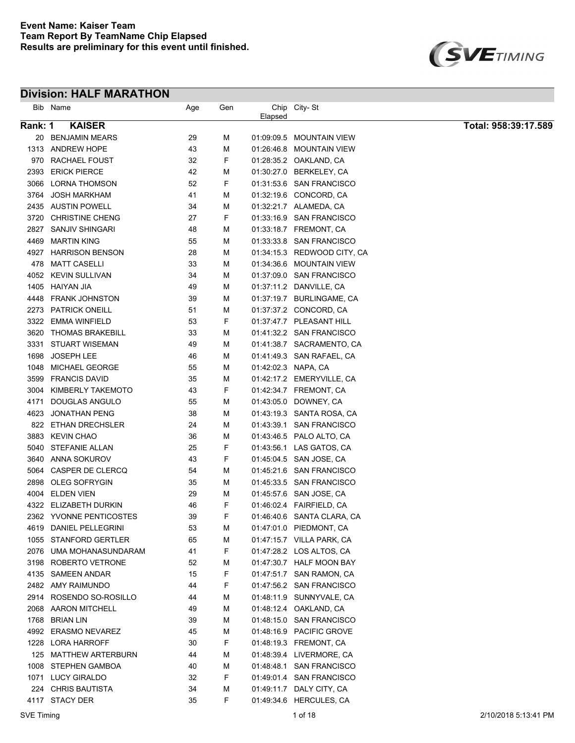**Event Name: Kaiser Team**
**Team Report By TeamName Chip Elapsed**
**Results are preliminary for this event until finished.**

## Division: HALF MARATHON

| Bib | Name | Age | Gen | Chip Elapsed | City- St |
|---|---|---|---|---|---|
| **Rank: 1** | **KAISER** | | | | **Total: 958:39:17.589** |
| 20 | BENJAMIN MEARS | 29 | M | 01:09:09.5 | MOUNTAIN VIEW |
| 1313 | ANDREW HOPE | 43 | M | 01:26:46.8 | MOUNTAIN VIEW |
| 970 | RACHAEL FOUST | 32 | F | 01:28:35.2 | OAKLAND, CA |
| 2393 | ERICK PIERCE | 42 | M | 01:30:27.0 | BERKELEY, CA |
| 3066 | LORNA THOMSON | 52 | F | 01:31:53.6 | SAN FRANCISCO |
| 3764 | JOSH MARKHAM | 41 | M | 01:32:19.6 | CONCORD, CA |
| 2435 | AUSTIN POWELL | 34 | M | 01:32:21.7 | ALAMEDA, CA |
| 3720 | CHRISTINE CHENG | 27 | F | 01:33:16.9 | SAN FRANCISCO |
| 2827 | SANJIV SHINGARI | 48 | M | 01:33:18.7 | FREMONT, CA |
| 4469 | MARTIN KING | 55 | M | 01:33:33.8 | SAN FRANCISCO |
| 4927 | HARRISON BENSON | 28 | M | 01:34:15.3 | REDWOOD CITY, CA |
| 478 | MATT CASELLI | 33 | M | 01:34:36.6 | MOUNTAIN VIEW |
| 4052 | KEVIN SULLIVAN | 34 | M | 01:37:09.0 | SAN FRANCISCO |
| 1405 | HAIYAN JIA | 49 | M | 01:37:11.2 | DANVILLE, CA |
| 4448 | FRANK JOHNSTON | 39 | M | 01:37:19.7 | BURLINGAME, CA |
| 2273 | PATRICK ONEILL | 51 | M | 01:37:37.2 | CONCORD, CA |
| 3322 | EMMA WINFIELD | 53 | F | 01:37:47.7 | PLEASANT HILL |
| 3620 | THOMAS BRAKEBILL | 33 | M | 01:41:32.2 | SAN FRANCISCO |
| 3331 | STUART WISEMAN | 49 | M | 01:41:38.7 | SACRAMENTO, CA |
| 1698 | JOSEPH LEE | 46 | M | 01:41:49.3 | SAN RAFAEL, CA |
| 1048 | MICHAEL GEORGE | 55 | M | 01:42:02.3 | NAPA, CA |
| 3599 | FRANCIS DAVID | 35 | M | 01:42:17.2 | EMERYVILLE, CA |
| 3004 | KIMBERLY TAKEMOTO | 43 | F | 01:42:34.7 | FREMONT, CA |
| 4171 | DOUGLAS ANGULO | 55 | M | 01:43:05.0 | DOWNEY, CA |
| 4623 | JONATHAN PENG | 38 | M | 01:43:19.3 | SANTA ROSA, CA |
| 822 | ETHAN DRECHSLER | 24 | M | 01:43:39.1 | SAN FRANCISCO |
| 3883 | KEVIN CHAO | 36 | M | 01:43:46.5 | PALO ALTO, CA |
| 5040 | STEFANIE ALLAN | 25 | F | 01:43:56.1 | LAS GATOS, CA |
| 3640 | ANNA SOKUROV | 43 | F | 01:45:04.5 | SAN JOSE, CA |
| 5064 | CASPER DE CLERCQ | 54 | M | 01:45:21.6 | SAN FRANCISCO |
| 2898 | OLEG SOFRYGIN | 35 | M | 01:45:33.5 | SAN FRANCISCO |
| 4004 | ELDEN VIEN | 29 | M | 01:45:57.6 | SAN JOSE, CA |
| 4322 | ELIZABETH DURKIN | 46 | F | 01:46:02.4 | FAIRFIELD, CA |
| 2362 | YVONNE PENTICOSTES | 39 | F | 01:46:40.6 | SANTA CLARA, CA |
| 4619 | DANIEL PELLEGRINI | 53 | M | 01:47:01.0 | PIEDMONT, CA |
| 1055 | STANFORD GERTLER | 65 | M | 01:47:15.7 | VILLA PARK, CA |
| 2076 | UMA MOHANASUNDARAM | 41 | F | 01:47:28.2 | LOS ALTOS, CA |
| 3198 | ROBERTO VETRONE | 52 | M | 01:47:30.7 | HALF MOON BAY |
| 4135 | SAMEEN ANDAR | 15 | F | 01:47:51.7 | SAN RAMON, CA |
| 2482 | AMY RAIMUNDO | 44 | F | 01:47:56.2 | SAN FRANCISCO |
| 2914 | ROSENDO SO-ROSILLO | 44 | M | 01:48:11.9 | SUNNYVALE, CA |
| 2068 | AARON MITCHELL | 49 | M | 01:48:12.4 | OAKLAND, CA |
| 1768 | BRIAN LIN | 39 | M | 01:48:15.0 | SAN FRANCISCO |
| 4992 | ERASMO NEVAREZ | 45 | M | 01:48:16.9 | PACIFIC GROVE |
| 1228 | LORA HARROFF | 30 | F | 01:48:19.3 | FREMONT, CA |
| 125 | MATTHEW ARTERBURN | 44 | M | 01:48:39.4 | LIVERMORE, CA |
| 1008 | STEPHEN GAMBOA | 40 | M | 01:48:48.1 | SAN FRANCISCO |
| 1071 | LUCY GIRALDO | 32 | F | 01:49:01.4 | SAN FRANCISCO |
| 224 | CHRIS BAUTISTA | 34 | M | 01:49:11.7 | DALY CITY, CA |
| 4117 | STACY DER | 35 | F | 01:49:34.6 | HERCULES, CA |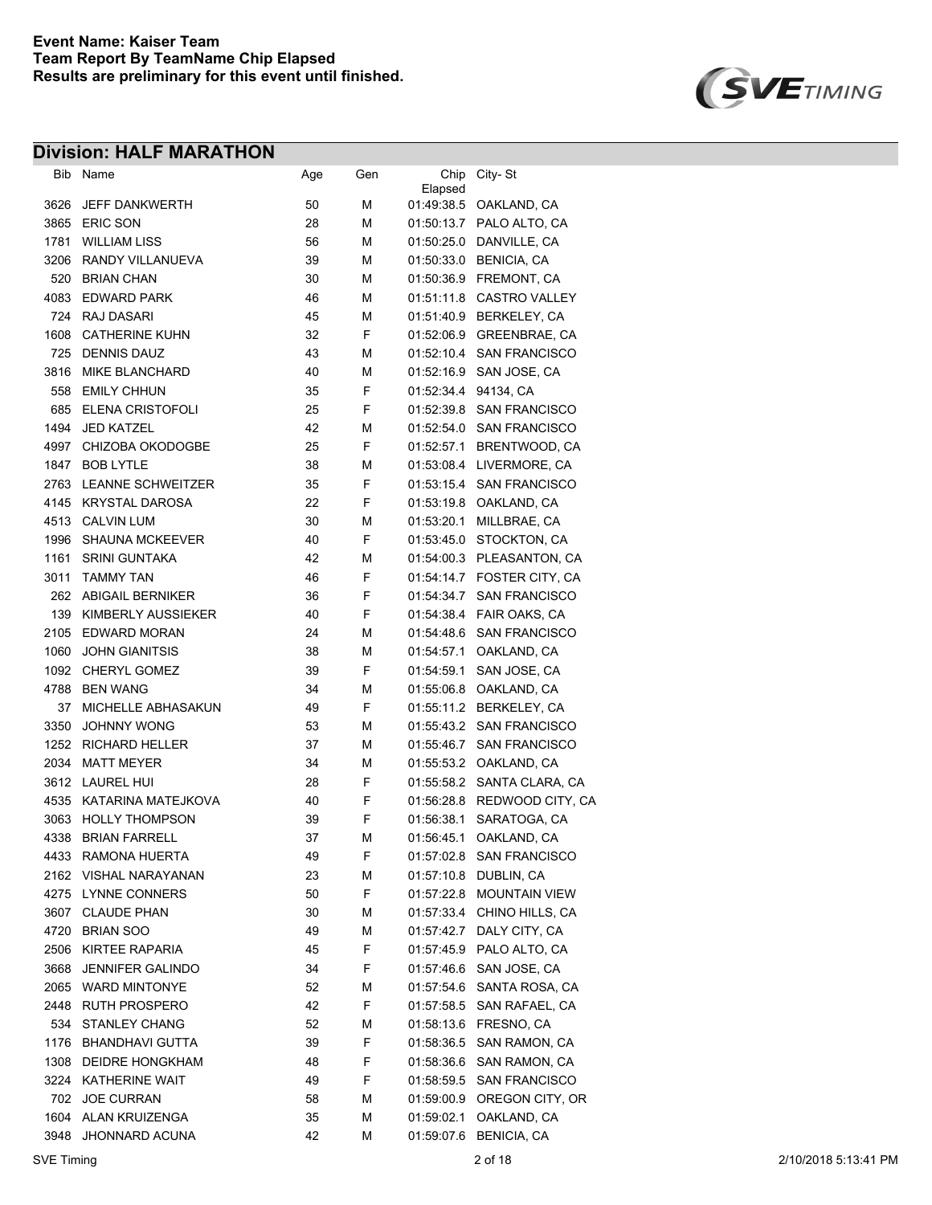**Event Name: Kaiser Team**
**Team Report By TeamName Chip Elapsed**
**Results are preliminary for this event until finished.**

## Division: HALF MARATHON

| Bib | Name | Age | Gen | Chip Elapsed | City- St |
|---|---|---|---|---|---|
| 3626 | JEFF DANKWERTH | 50 | M | 01:49:38.5 | OAKLAND, CA |
| 3865 | ERIC SON | 28 | M | 01:50:13.7 | PALO ALTO, CA |
| 1781 | WILLIAM LISS | 56 | M | 01:50:25.0 | DANVILLE, CA |
| 3206 | RANDY VILLANUEVA | 39 | M | 01:50:33.0 | BENICIA, CA |
| 520 | BRIAN CHAN | 30 | M | 01:50:36.9 | FREMONT, CA |
| 4083 | EDWARD PARK | 46 | M | 01:51:11.8 | CASTRO VALLEY |
| 724 | RAJ DASARI | 45 | M | 01:51:40.9 | BERKELEY, CA |
| 1608 | CATHERINE KUHN | 32 | F | 01:52:06.9 | GREENBRAE, CA |
| 725 | DENNIS DAUZ | 43 | M | 01:52:10.4 | SAN FRANCISCO |
| 3816 | MIKE BLANCHARD | 40 | M | 01:52:16.9 | SAN JOSE, CA |
| 558 | EMILY CHHUN | 35 | F | 01:52:34.4 | 94134, CA |
| 685 | ELENA CRISTOFOLI | 25 | F | 01:52:39.8 | SAN FRANCISCO |
| 1494 | JED KATZEL | 42 | M | 01:52:54.0 | SAN FRANCISCO |
| 4997 | CHIZOBA OKODOGBE | 25 | F | 01:52:57.1 | BRENTWOOD, CA |
| 1847 | BOB LYTLE | 38 | M | 01:53:08.4 | LIVERMORE, CA |
| 2763 | LEANNE SCHWEITZER | 35 | F | 01:53:15.4 | SAN FRANCISCO |
| 4145 | KRYSTAL DAROSA | 22 | F | 01:53:19.8 | OAKLAND, CA |
| 4513 | CALVIN LUM | 30 | M | 01:53:20.1 | MILLBRAE, CA |
| 1996 | SHAUNA MCKEEVER | 40 | F | 01:53:45.0 | STOCKTON, CA |
| 1161 | SRINI GUNTAKA | 42 | M | 01:54:00.3 | PLEASANTON, CA |
| 3011 | TAMMY TAN | 46 | F | 01:54:14.7 | FOSTER CITY, CA |
| 262 | ABIGAIL BERNIKER | 36 | F | 01:54:34.7 | SAN FRANCISCO |
| 139 | KIMBERLY AUSSIEKER | 40 | F | 01:54:38.4 | FAIR OAKS, CA |
| 2105 | EDWARD MORAN | 24 | M | 01:54:48.6 | SAN FRANCISCO |
| 1060 | JOHN GIANITSIS | 38 | M | 01:54:57.1 | OAKLAND, CA |
| 1092 | CHERYL GOMEZ | 39 | F | 01:54:59.1 | SAN JOSE, CA |
| 4788 | BEN WANG | 34 | M | 01:55:06.8 | OAKLAND, CA |
| 37 | MICHELLE ABHASAKUN | 49 | F | 01:55:11.2 | BERKELEY, CA |
| 3350 | JOHNNY WONG | 53 | M | 01:55:43.2 | SAN FRANCISCO |
| 1252 | RICHARD HELLER | 37 | M | 01:55:46.7 | SAN FRANCISCO |
| 2034 | MATT MEYER | 34 | M | 01:55:53.2 | OAKLAND, CA |
| 3612 | LAUREL HUI | 28 | F | 01:55:58.2 | SANTA CLARA, CA |
| 4535 | KATARINA MATEJKOVA | 40 | F | 01:56:28.8 | REDWOOD CITY, CA |
| 3063 | HOLLY THOMPSON | 39 | F | 01:56:38.1 | SARATOGA, CA |
| 4338 | BRIAN FARRELL | 37 | M | 01:56:45.1 | OAKLAND, CA |
| 4433 | RAMONA HUERTA | 49 | F | 01:57:02.8 | SAN FRANCISCO |
| 2162 | VISHAL NARAYANAN | 23 | M | 01:57:10.8 | DUBLIN, CA |
| 4275 | LYNNE CONNERS | 50 | F | 01:57:22.8 | MOUNTAIN VIEW |
| 3607 | CLAUDE PHAN | 30 | M | 01:57:33.4 | CHINO HILLS, CA |
| 4720 | BRIAN SOO | 49 | M | 01:57:42.7 | DALY CITY, CA |
| 2506 | KIRTEE RAPARIA | 45 | F | 01:57:45.9 | PALO ALTO, CA |
| 3668 | JENNIFER GALINDO | 34 | F | 01:57:46.6 | SAN JOSE, CA |
| 2065 | WARD MINTONYE | 52 | M | 01:57:54.6 | SANTA ROSA, CA |
| 2448 | RUTH PROSPERO | 42 | F | 01:57:58.5 | SAN RAFAEL, CA |
| 534 | STANLEY CHANG | 52 | M | 01:58:13.6 | FRESNO, CA |
| 1176 | BHANDHAVI GUTTA | 39 | F | 01:58:36.5 | SAN RAMON, CA |
| 1308 | DEIDRE HONGKHAM | 48 | F | 01:58:36.6 | SAN RAMON, CA |
| 3224 | KATHERINE WAIT | 49 | F | 01:58:59.5 | SAN FRANCISCO |
| 702 | JOE CURRAN | 58 | M | 01:59:00.9 | OREGON CITY, OR |
| 1604 | ALAN KRUIZENGA | 35 | M | 01:59:02.1 | OAKLAND, CA |
| 3948 | JHONNARD ACUNA | 42 | M | 01:59:07.6 | BENICIA, CA |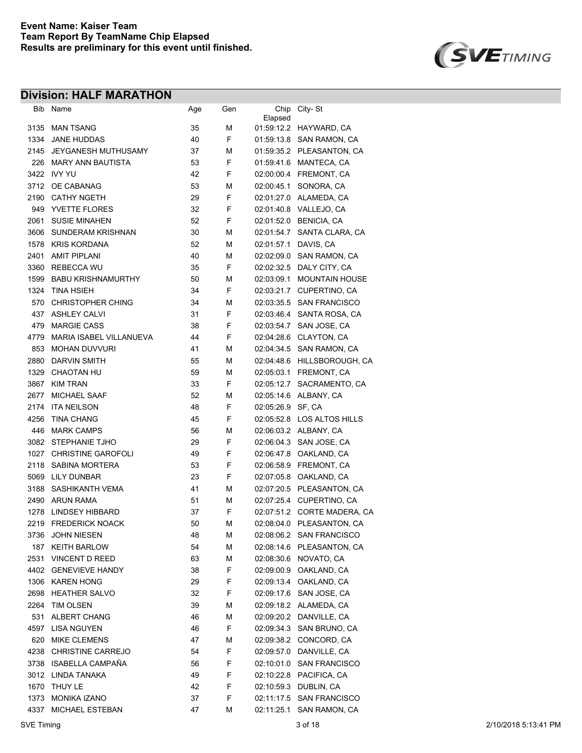**Event Name: Kaiser Team**
**Team Report By TeamName Chip Elapsed**
**Results are preliminary for this event until finished.**

## Division: HALF MARATHON

| Bib | Name | Age | Gen | Chip Elapsed | City- St |
|---|---|---|---|---|---|
| 3135 | MAN TSANG | 35 | M | 01:59:12.2 | HAYWARD, CA |
| 1334 | JANE HUDDAS | 40 | F | 01:59:13.8 | SAN RAMON, CA |
| 2145 | JEYGANESH MUTHUSAMY | 37 | M | 01:59:35.2 | PLEASANTON, CA |
| 226 | MARY ANN BAUTISTA | 53 | F | 01:59:41.6 | MANTECA, CA |
| 3422 | IVY YU | 42 | F | 02:00:00.4 | FREMONT, CA |
| 3712 | OE CABANAG | 53 | M | 02:00:45.1 | SONORA, CA |
| 2190 | CATHY NGETH | 29 | F | 02:01:27.0 | ALAMEDA, CA |
| 949 | YVETTE FLORES | 32 | F | 02:01:40.8 | VALLEJO, CA |
| 2061 | SUSIE MINAHEN | 52 | F | 02:01:52.0 | BENICIA, CA |
| 3606 | SUNDERAM KRISHNAN | 30 | M | 02:01:54.7 | SANTA CLARA, CA |
| 1578 | KRIS KORDANA | 52 | M | 02:01:57.1 | DAVIS, CA |
| 2401 | AMIT PIPLANI | 40 | M | 02:02:09.0 | SAN RAMON, CA |
| 3360 | REBECCA WU | 35 | F | 02:02:32.5 | DALY CITY, CA |
| 1599 | BABU KRISHNAMURTHY | 50 | M | 02:03:09.1 | MOUNTAIN HOUSE |
| 1324 | TINA HSIEH | 34 | F | 02:03:21.7 | CUPERTINO, CA |
| 570 | CHRISTOPHER CHING | 34 | M | 02:03:35.5 | SAN FRANCISCO |
| 437 | ASHLEY CALVI | 31 | F | 02:03:46.4 | SANTA ROSA, CA |
| 479 | MARGIE CASS | 38 | F | 02:03:54.7 | SAN JOSE, CA |
| 4779 | MARIA ISABEL VILLANUEVA | 44 | F | 02:04:28.6 | CLAYTON, CA |
| 853 | MOHAN DUVVURI | 41 | M | 02:04:34.5 | SAN RAMON, CA |
| 2880 | DARVIN SMITH | 55 | M | 02:04:48.6 | HILLSBOROUGH, CA |
| 1329 | CHAOTAN HU | 59 | M | 02:05:03.1 | FREMONT, CA |
| 3867 | KIM TRAN | 33 | F | 02:05:12.7 | SACRAMENTO, CA |
| 2677 | MICHAEL SAAF | 52 | M | 02:05:14.6 | ALBANY, CA |
| 2174 | ITA NEILSON | 48 | F | 02:05:26.9 | SF, CA |
| 4256 | TINA CHANG | 45 | F | 02:05:52.8 | LOS ALTOS HILLS |
| 446 | MARK CAMPS | 56 | M | 02:06:03.2 | ALBANY, CA |
| 3082 | STEPHANIE TJHO | 29 | F | 02:06:04.3 | SAN JOSE, CA |
| 1027 | CHRISTINE GAROFOLI | 49 | F | 02:06:47.8 | OAKLAND, CA |
| 2118 | SABINA MORTERA | 53 | F | 02:06:58.9 | FREMONT, CA |
| 5069 | LILY DUNBAR | 23 | F | 02:07:05.8 | OAKLAND, CA |
| 3188 | SASHIKANTH VEMA | 41 | M | 02:07:20.5 | PLEASANTON, CA |
| 2490 | ARUN RAMA | 51 | M | 02:07:25.4 | CUPERTINO, CA |
| 1278 | LINDSEY HIBBARD | 37 | F | 02:07:51.2 | CORTE MADERA, CA |
| 2219 | FREDERICK NOACK | 50 | M | 02:08:04.0 | PLEASANTON, CA |
| 3736 | JOHN NIESEN | 48 | M | 02:08:06.2 | SAN FRANCISCO |
| 187 | KEITH BARLOW | 54 | M | 02:08:14.6 | PLEASANTON, CA |
| 2531 | VINCENT D REED | 63 | M | 02:08:30.6 | NOVATO, CA |
| 4402 | GENEVIEVE HANDY | 38 | F | 02:09:00.9 | OAKLAND, CA |
| 1306 | KAREN HONG | 29 | F | 02:09:13.4 | OAKLAND, CA |
| 2698 | HEATHER SALVO | 32 | F | 02:09:17.6 | SAN JOSE, CA |
| 2264 | TIM OLSEN | 39 | M | 02:09:18.2 | ALAMEDA, CA |
| 531 | ALBERT CHANG | 46 | M | 02:09:20.2 | DANVILLE, CA |
| 4597 | LISA NGUYEN | 46 | F | 02:09:34.3 | SAN BRUNO, CA |
| 620 | MIKE CLEMENS | 47 | M | 02:09:38.2 | CONCORD, CA |
| 4238 | CHRISTINE CARREJO | 54 | F | 02:09:57.0 | DANVILLE, CA |
| 3738 | ISABELLA CAMPAÑA | 56 | F | 02:10:01.0 | SAN FRANCISCO |
| 3012 | LINDA TANAKA | 49 | F | 02:10:22.8 | PACIFICA, CA |
| 1670 | THUY LE | 42 | F | 02:10:59.3 | DUBLIN, CA |
| 1373 | MONIKA IZANO | 37 | F | 02:11:17.5 | SAN FRANCISCO |
| 4337 | MICHAEL ESTEBAN | 47 | M | 02:11:25.1 | SAN RAMON, CA |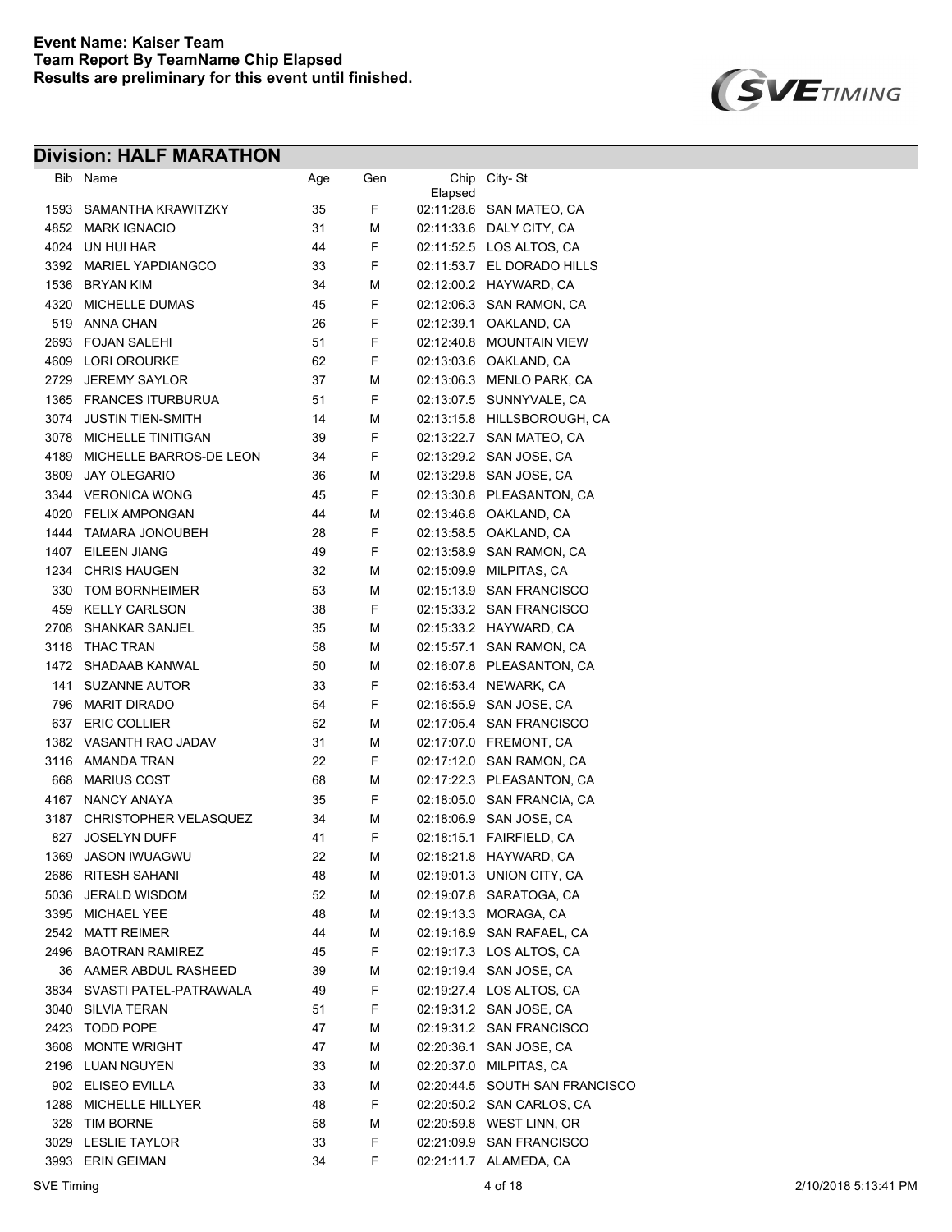**Event Name: Kaiser Team**
**Team Report By TeamName Chip Elapsed**
**Results are preliminary for this event until finished.**

## Division: HALF MARATHON

| Bib | Name | Age | Gen | Chip Elapsed | City- St |
|---|---|---|---|---|---|
| 1593 | SAMANTHA KRAWITZKY | 35 | F | 02:11:28.6 | SAN MATEO, CA |
| 4852 | MARK IGNACIO | 31 | M | 02:11:33.6 | DALY CITY, CA |
| 4024 | UN HUI HAR | 44 | F | 02:11:52.5 | LOS ALTOS, CA |
| 3392 | MARIEL YAPDIANGCO | 33 | F | 02:11:53.7 | EL DORADO HILLS |
| 1536 | BRYAN KIM | 34 | M | 02:12:00.2 | HAYWARD, CA |
| 4320 | MICHELLE DUMAS | 45 | F | 02:12:06.3 | SAN RAMON, CA |
| 519 | ANNA CHAN | 26 | F | 02:12:39.1 | OAKLAND, CA |
| 2693 | FOJAN SALEHI | 51 | F | 02:12:40.8 | MOUNTAIN VIEW |
| 4609 | LORI OROURKE | 62 | F | 02:13:03.6 | OAKLAND, CA |
| 2729 | JEREMY SAYLOR | 37 | M | 02:13:06.3 | MENLO PARK, CA |
| 1365 | FRANCES ITURBURUA | 51 | F | 02:13:07.5 | SUNNYVALE, CA |
| 3074 | JUSTIN TIEN-SMITH | 14 | M | 02:13:15.8 | HILLSBOROUGH, CA |
| 3078 | MICHELLE TINITIGAN | 39 | F | 02:13:22.7 | SAN MATEO, CA |
| 4189 | MICHELLE BARROS-DE LEON | 34 | F | 02:13:29.2 | SAN JOSE, CA |
| 3809 | JAY OLEGARIO | 36 | M | 02:13:29.8 | SAN JOSE, CA |
| 3344 | VERONICA WONG | 45 | F | 02:13:30.8 | PLEASANTON, CA |
| 4020 | FELIX AMPONGAN | 44 | M | 02:13:46.8 | OAKLAND, CA |
| 1444 | TAMARA JONOUBEH | 28 | F | 02:13:58.5 | OAKLAND, CA |
| 1407 | EILEEN JIANG | 49 | F | 02:13:58.9 | SAN RAMON, CA |
| 1234 | CHRIS HAUGEN | 32 | M | 02:15:09.9 | MILPITAS, CA |
| 330 | TOM BORNHEIMER | 53 | M | 02:15:13.9 | SAN FRANCISCO |
| 459 | KELLY CARLSON | 38 | F | 02:15:33.2 | SAN FRANCISCO |
| 2708 | SHANKAR SANJEL | 35 | M | 02:15:33.2 | HAYWARD, CA |
| 3118 | THAC TRAN | 58 | M | 02:15:57.1 | SAN RAMON, CA |
| 1472 | SHADAAB KANWAL | 50 | M | 02:16:07.8 | PLEASANTON, CA |
| 141 | SUZANNE AUTOR | 33 | F | 02:16:53.4 | NEWARK, CA |
| 796 | MARIT DIRADO | 54 | F | 02:16:55.9 | SAN JOSE, CA |
| 637 | ERIC COLLIER | 52 | M | 02:17:05.4 | SAN FRANCISCO |
| 1382 | VASANTH RAO JADAV | 31 | M | 02:17:07.0 | FREMONT, CA |
| 3116 | AMANDA TRAN | 22 | F | 02:17:12.0 | SAN RAMON, CA |
| 668 | MARIUS COST | 68 | M | 02:17:22.3 | PLEASANTON, CA |
| 4167 | NANCY ANAYA | 35 | F | 02:18:05.0 | SAN FRANCIA, CA |
| 3187 | CHRISTOPHER VELASQUEZ | 34 | M | 02:18:06.9 | SAN JOSE, CA |
| 827 | JOSELYN DUFF | 41 | F | 02:18:15.1 | FAIRFIELD, CA |
| 1369 | JASON IWUAGWU | 22 | M | 02:18:21.8 | HAYWARD, CA |
| 2686 | RITESH SAHANI | 48 | M | 02:19:01.3 | UNION CITY, CA |
| 5036 | JERALD WISDOM | 52 | M | 02:19:07.8 | SARATOGA, CA |
| 3395 | MICHAEL YEE | 48 | M | 02:19:13.3 | MORAGA, CA |
| 2542 | MATT REIMER | 44 | M | 02:19:16.9 | SAN RAFAEL, CA |
| 2496 | BAOTRAN RAMIREZ | 45 | F | 02:19:17.3 | LOS ALTOS, CA |
| 36 | AAMER ABDUL RASHEED | 39 | M | 02:19:19.4 | SAN JOSE, CA |
| 3834 | SVASTI PATEL-PATRAWALA | 49 | F | 02:19:27.4 | LOS ALTOS, CA |
| 3040 | SILVIA TERAN | 51 | F | 02:19:31.2 | SAN JOSE, CA |
| 2423 | TODD POPE | 47 | M | 02:19:31.2 | SAN FRANCISCO |
| 3608 | MONTE WRIGHT | 47 | M | 02:20:36.1 | SAN JOSE, CA |
| 2196 | LUAN NGUYEN | 33 | M | 02:20:37.0 | MILPITAS, CA |
| 902 | ELISEO EVILLA | 33 | M | 02:20:44.5 | SOUTH SAN FRANCISCO |
| 1288 | MICHELLE HILLYER | 48 | F | 02:20:50.2 | SAN CARLOS, CA |
| 328 | TIM BORNE | 58 | M | 02:20:59.8 | WEST LINN, OR |
| 3029 | LESLIE TAYLOR | 33 | F | 02:21:09.9 | SAN FRANCISCO |
| 3993 | ERIN GEIMAN | 34 | F | 02:21:11.7 | ALAMEDA, CA |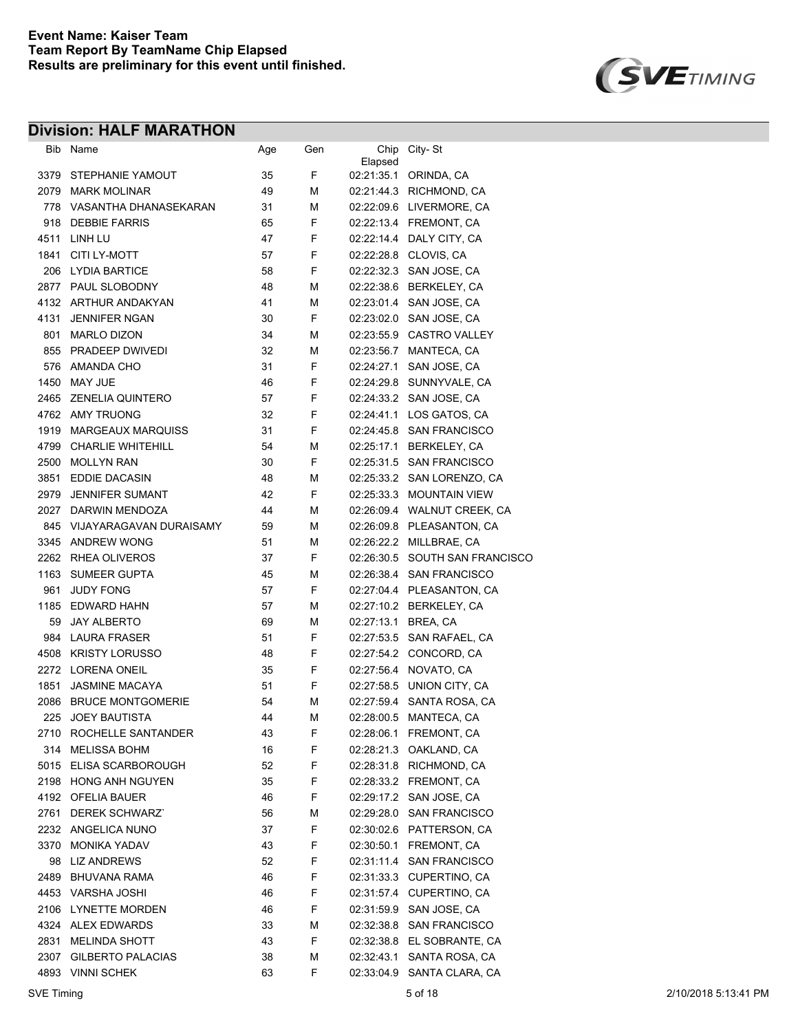**Event Name: Kaiser Team**
**Team Report By TeamName Chip Elapsed**
**Results are preliminary for this event until finished.**

## Division: HALF MARATHON

| Bib | Name | Age | Gen | Chip Elapsed | City- St |
|---|---|---|---|---|---|
| 3379 | STEPHANIE YAMOUT | 35 | F | 02:21:35.1 | ORINDA, CA |
| 2079 | MARK MOLINAR | 49 | M | 02:21:44.3 | RICHMOND, CA |
| 778 | VASANTHA DHANASEKARAN | 31 | M | 02:22:09.6 | LIVERMORE, CA |
| 918 | DEBBIE FARRIS | 65 | F | 02:22:13.4 | FREMONT, CA |
| 4511 | LINH LU | 47 | F | 02:22:14.4 | DALY CITY, CA |
| 1841 | CITI LY-MOTT | 57 | F | 02:22:28.8 | CLOVIS, CA |
| 206 | LYDIA BARTICE | 58 | F | 02:22:32.3 | SAN JOSE, CA |
| 2877 | PAUL SLOBODNY | 48 | M | 02:22:38.6 | BERKELEY, CA |
| 4132 | ARTHUR ANDAKYAN | 41 | M | 02:23:01.4 | SAN JOSE, CA |
| 4131 | JENNIFER NGAN | 30 | F | 02:23:02.0 | SAN JOSE, CA |
| 801 | MARLO DIZON | 34 | M | 02:23:55.9 | CASTRO VALLEY |
| 855 | PRADEEP DWIVEDI | 32 | M | 02:23:56.7 | MANTECA, CA |
| 576 | AMANDA CHO | 31 | F | 02:24:27.1 | SAN JOSE, CA |
| 1450 | MAY JUE | 46 | F | 02:24:29.8 | SUNNYVALE, CA |
| 2465 | ZENELIA QUINTERO | 57 | F | 02:24:33.2 | SAN JOSE, CA |
| 4762 | AMY TRUONG | 32 | F | 02:24:41.1 | LOS GATOS, CA |
| 1919 | MARGEAUX MARQUISS | 31 | F | 02:24:45.8 | SAN FRANCISCO |
| 4799 | CHARLIE WHITEHILL | 54 | M | 02:25:17.1 | BERKELEY, CA |
| 2500 | MOLLYN RAN | 30 | F | 02:25:31.5 | SAN FRANCISCO |
| 3851 | EDDIE DACASIN | 48 | M | 02:25:33.2 | SAN LORENZO, CA |
| 2979 | JENNIFER SUMANT | 42 | F | 02:25:33.3 | MOUNTAIN VIEW |
| 2027 | DARWIN MENDOZA | 44 | M | 02:26:09.4 | WALNUT CREEK, CA |
| 845 | VIJAYARAGAVAN DURAISAMY | 59 | M | 02:26:09.8 | PLEASANTON, CA |
| 3345 | ANDREW WONG | 51 | M | 02:26:22.2 | MILLBRAE, CA |
| 2262 | RHEA OLIVEROS | 37 | F | 02:26:30.5 | SOUTH SAN FRANCISCO |
| 1163 | SUMEER GUPTA | 45 | M | 02:26:38.4 | SAN FRANCISCO |
| 961 | JUDY FONG | 57 | F | 02:27:04.4 | PLEASANTON, CA |
| 1185 | EDWARD HAHN | 57 | M | 02:27:10.2 | BERKELEY, CA |
| 59 | JAY ALBERTO | 69 | M | 02:27:13.1 | BREA, CA |
| 984 | LAURA FRASER | 51 | F | 02:27:53.5 | SAN RAFAEL, CA |
| 4508 | KRISTY LORUSSO | 48 | F | 02:27:54.2 | CONCORD, CA |
| 2272 | LORENA ONEIL | 35 | F | 02:27:56.4 | NOVATO, CA |
| 1851 | JASMINE MACAYA | 51 | F | 02:27:58.5 | UNION CITY, CA |
| 2086 | BRUCE MONTGOMERIE | 54 | M | 02:27:59.4 | SANTA ROSA, CA |
| 225 | JOEY BAUTISTA | 44 | M | 02:28:00.5 | MANTECA, CA |
| 2710 | ROCHELLE SANTANDER | 43 | F | 02:28:06.1 | FREMONT, CA |
| 314 | MELISSA BOHM | 16 | F | 02:28:21.3 | OAKLAND, CA |
| 5015 | ELISA SCARBOROUGH | 52 | F | 02:28:31.8 | RICHMOND, CA |
| 2198 | HONG ANH NGUYEN | 35 | F | 02:28:33.2 | FREMONT, CA |
| 4192 | OFELIA BAUER | 46 | F | 02:29:17.2 | SAN JOSE, CA |
| 2761 | DEREK SCHWARZ` | 56 | M | 02:29:28.0 | SAN FRANCISCO |
| 2232 | ANGELICA NUNO | 37 | F | 02:30:02.6 | PATTERSON, CA |
| 3370 | MONIKA YADAV | 43 | F | 02:30:50.1 | FREMONT, CA |
| 98 | LIZ ANDREWS | 52 | F | 02:31:11.4 | SAN FRANCISCO |
| 2489 | BHUVANA RAMA | 46 | F | 02:31:33.3 | CUPERTINO, CA |
| 4453 | VARSHA JOSHI | 46 | F | 02:31:57.4 | CUPERTINO, CA |
| 2106 | LYNETTE MORDEN | 46 | F | 02:31:59.9 | SAN JOSE, CA |
| 4324 | ALEX EDWARDS | 33 | M | 02:32:38.8 | SAN FRANCISCO |
| 2831 | MELINDA SHOTT | 43 | F | 02:32:38.8 | EL SOBRANTE, CA |
| 2307 | GILBERTO PALACIAS | 38 | M | 02:32:43.1 | SANTA ROSA, CA |
| 4893 | VINNI SCHEK | 63 | F | 02:33:04.9 | SANTA CLARA, CA |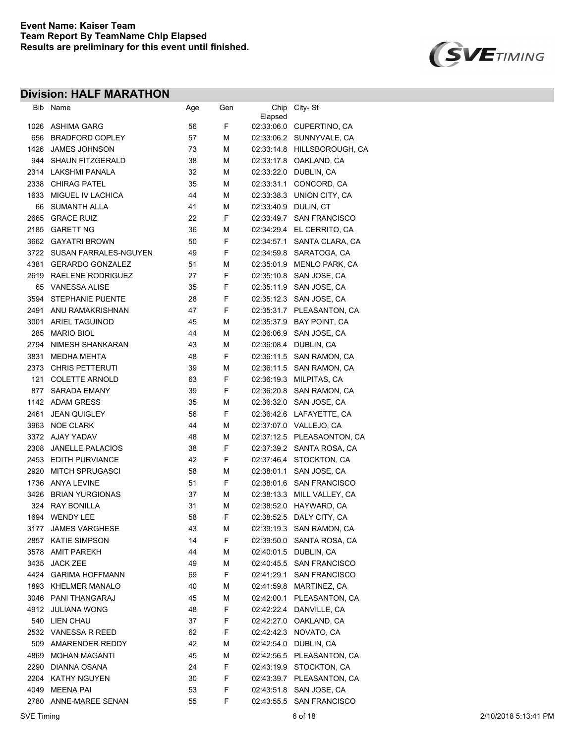**Event Name: Kaiser Team**
**Team Report By TeamName Chip Elapsed**
**Results are preliminary for this event until finished.**

## Division: HALF MARATHON

| Bib | Name | Age | Gen | Chip Elapsed | City- St |
|---|---|---|---|---|---|
| 1026 | ASHIMA GARG | 56 | F | 02:33:06.0 | CUPERTINO, CA |
| 656 | BRADFORD COPLEY | 57 | M | 02:33:06.2 | SUNNYVALE, CA |
| 1426 | JAMES JOHNSON | 73 | M | 02:33:14.8 | HILLSBOROUGH, CA |
| 944 | SHAUN FITZGERALD | 38 | M | 02:33:17.8 | OAKLAND, CA |
| 2314 | LAKSHMI PANALA | 32 | M | 02:33:22.0 | DUBLIN, CA |
| 2338 | CHIRAG PATEL | 35 | M | 02:33:31.1 | CONCORD, CA |
| 1633 | MIGUEL IV LACHICA | 44 | M | 02:33:38.3 | UNION CITY, CA |
| 66 | SUMANTH ALLA | 41 | M | 02:33:40.9 | DULIN, CT |
| 2665 | GRACE RUIZ | 22 | F | 02:33:49.7 | SAN FRANCISCO |
| 2185 | GARETT NG | 36 | M | 02:34:29.4 | EL CERRITO, CA |
| 3662 | GAYATRI BROWN | 50 | F | 02:34:57.1 | SANTA CLARA, CA |
| 3722 | SUSAN FARRALES-NGUYEN | 49 | F | 02:34:59.8 | SARATOGA, CA |
| 4381 | GERARDO GONZALEZ | 51 | M | 02:35:01.9 | MENLO PARK, CA |
| 2619 | RAELENE RODRIGUEZ | 27 | F | 02:35:10.8 | SAN JOSE, CA |
| 65 | VANESSA ALISE | 35 | F | 02:35:11.9 | SAN JOSE, CA |
| 3594 | STEPHANIE PUENTE | 28 | F | 02:35:12.3 | SAN JOSE, CA |
| 2491 | ANU RAMAKRISHNAN | 47 | F | 02:35:31.7 | PLEASANTON, CA |
| 3001 | ARIEL TAGUINOD | 45 | M | 02:35:37.9 | BAY POINT, CA |
| 285 | MARIO BIOL | 44 | M | 02:36:06.9 | SAN JOSE, CA |
| 2794 | NIMESH SHANKARAN | 43 | M | 02:36:08.4 | DUBLIN, CA |
| 3831 | MEDHA MEHTA | 48 | F | 02:36:11.5 | SAN RAMON, CA |
| 2373 | CHRIS PETTERUTI | 39 | M | 02:36:11.5 | SAN RAMON, CA |
| 121 | COLETTE ARNOLD | 63 | F | 02:36:19.3 | MILPITAS, CA |
| 877 | SARADA EMANY | 39 | F | 02:36:20.8 | SAN RAMON, CA |
| 1142 | ADAM GRESS | 35 | M | 02:36:32.0 | SAN JOSE, CA |
| 2461 | JEAN QUIGLEY | 56 | F | 02:36:42.6 | LAFAYETTE, CA |
| 3963 | NOE CLARK | 44 | M | 02:37:07.0 | VALLEJO, CA |
| 3372 | AJAY YADAV | 48 | M | 02:37:12.5 | PLEASAONTON, CA |
| 2308 | JANELLE PALACIOS | 38 | F | 02:37:39.2 | SANTA ROSA, CA |
| 2453 | EDITH PURVIANCE | 42 | F | 02:37:46.4 | STOCKTON, CA |
| 2920 | MITCH SPRUGASCI | 58 | M | 02:38:01.1 | SAN JOSE, CA |
| 1736 | ANYA LEVINE | 51 | F | 02:38:01.6 | SAN FRANCISCO |
| 3426 | BRIAN YURGIONAS | 37 | M | 02:38:13.3 | MILL VALLEY, CA |
| 324 | RAY BONILLA | 31 | M | 02:38:52.0 | HAYWARD, CA |
| 1694 | WENDY LEE | 58 | F | 02:38:52.5 | DALY CITY, CA |
| 3177 | JAMES VARGHESE | 43 | M | 02:39:19.3 | SAN RAMON, CA |
| 2857 | KATIE SIMPSON | 14 | F | 02:39:50.0 | SANTA ROSA, CA |
| 3578 | AMIT PAREKH | 44 | M | 02:40:01.5 | DUBLIN, CA |
| 3435 | JACK ZEE | 49 | M | 02:40:45.5 | SAN FRANCISCO |
| 4424 | GARIMA HOFFMANN | 69 | F | 02:41:29.1 | SAN FRANCISCO |
| 1893 | KHELMER MANALO | 40 | M | 02:41:59.8 | MARTINEZ, CA |
| 3046 | PANI THANGARAJ | 45 | M | 02:42:00.1 | PLEASANTON, CA |
| 4912 | JULIANA WONG | 48 | F | 02:42:22.4 | DANVILLE, CA |
| 540 | LIEN CHAU | 37 | F | 02:42:27.0 | OAKLAND, CA |
| 2532 | VANESSA R REED | 62 | F | 02:42:42.3 | NOVATO, CA |
| 509 | AMARENDER REDDY | 42 | M | 02:42:54.0 | DUBLIN, CA |
| 4869 | MOHAN MAGANTI | 45 | M | 02:42:56.5 | PLEASANTON, CA |
| 2290 | DIANNA OSANA | 24 | F | 02:43:19.9 | STOCKTON, CA |
| 2204 | KATHY NGUYEN | 30 | F | 02:43:39.7 | PLEASANTON, CA |
| 4049 | MEENA PAI | 53 | F | 02:43:51.8 | SAN JOSE, CA |
| 2780 | ANNE-MAREE SENAN | 55 | F | 02:43:55.5 | SAN FRANCISCO |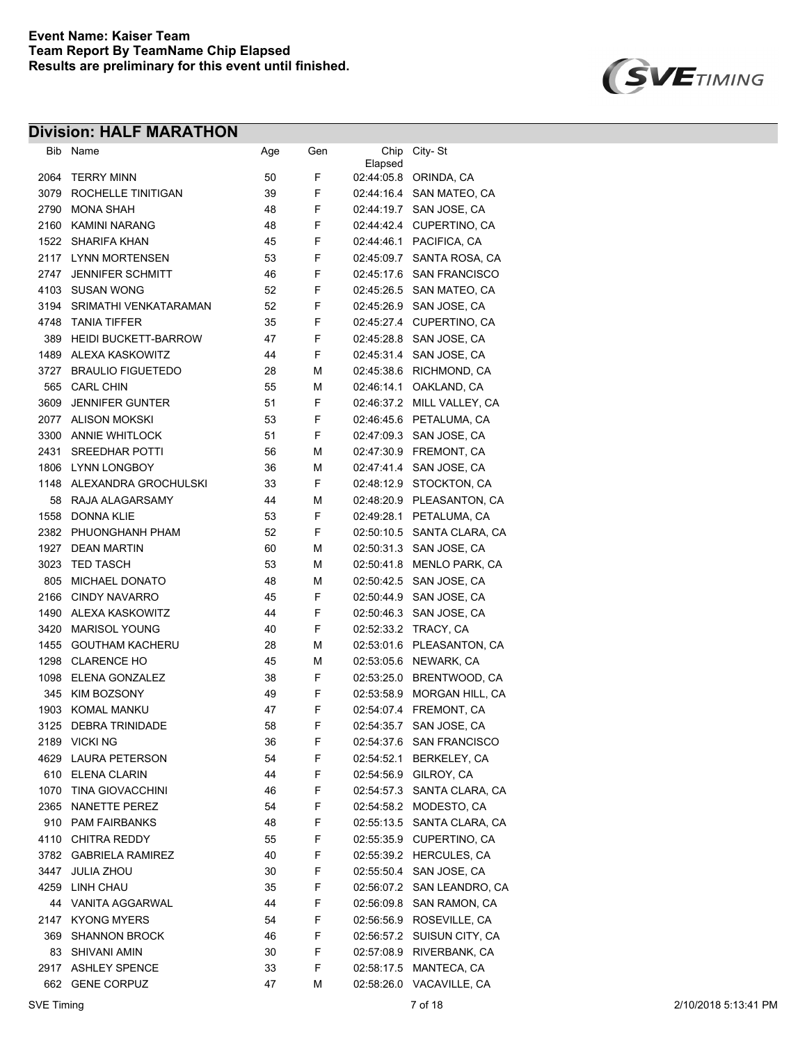**Event Name: Kaiser Team**
**Team Report By TeamName Chip Elapsed**
**Results are preliminary for this event until finished.**

## Division: HALF MARATHON

| Bib | Name | Age | Gen | Chip Elapsed | City- St |
|---|---|---|---|---|---|
| 2064 | TERRY MINN | 50 | F | 02:44:05.8 | ORINDA, CA |
| 3079 | ROCHELLE TINITIGAN | 39 | F | 02:44:16.4 | SAN MATEO, CA |
| 2790 | MONA SHAH | 48 | F | 02:44:19.7 | SAN JOSE, CA |
| 2160 | KAMINI NARANG | 48 | F | 02:44:42.4 | CUPERTINO, CA |
| 1522 | SHARIFA KHAN | 45 | F | 02:44:46.1 | PACIFICA, CA |
| 2117 | LYNN MORTENSEN | 53 | F | 02:45:09.7 | SANTA ROSA, CA |
| 2747 | JENNIFER SCHMITT | 46 | F | 02:45:17.6 | SAN FRANCISCO |
| 4103 | SUSAN WONG | 52 | F | 02:45:26.5 | SAN MATEO, CA |
| 3194 | SRIMATHI VENKATARAMAN | 52 | F | 02:45:26.9 | SAN JOSE, CA |
| 4748 | TANIA TIFFER | 35 | F | 02:45:27.4 | CUPERTINO, CA |
| 389 | HEIDI BUCKETT-BARROW | 47 | F | 02:45:28.8 | SAN JOSE, CA |
| 1489 | ALEXA KASKOWITZ | 44 | F | 02:45:31.4 | SAN JOSE, CA |
| 3727 | BRAULIO FIGUETEDO | 28 | M | 02:45:38.6 | RICHMOND, CA |
| 565 | CARL CHIN | 55 | M | 02:46:14.1 | OAKLAND, CA |
| 3609 | JENNIFER GUNTER | 51 | F | 02:46:37.2 | MILL VALLEY, CA |
| 2077 | ALISON MOKSKI | 53 | F | 02:46:45.6 | PETALUMA, CA |
| 3300 | ANNIE WHITLOCK | 51 | F | 02:47:09.3 | SAN JOSE, CA |
| 2431 | SREEDHAR POTTI | 56 | M | 02:47:30.9 | FREMONT, CA |
| 1806 | LYNN LONGBOY | 36 | M | 02:47:41.4 | SAN JOSE, CA |
| 1148 | ALEXANDRA GROCHULSKI | 33 | F | 02:48:12.9 | STOCKTON, CA |
| 58 | RAJA ALAGARSAMY | 44 | M | 02:48:20.9 | PLEASANTON, CA |
| 1558 | DONNA KLIE | 53 | F | 02:49:28.1 | PETALUMA, CA |
| 2382 | PHUONGHANH PHAM | 52 | F | 02:50:10.5 | SANTA CLARA, CA |
| 1927 | DEAN MARTIN | 60 | M | 02:50:31.3 | SAN JOSE, CA |
| 3023 | TED TASCH | 53 | M | 02:50:41.8 | MENLO PARK, CA |
| 805 | MICHAEL DONATO | 48 | M | 02:50:42.5 | SAN JOSE, CA |
| 2166 | CINDY NAVARRO | 45 | F | 02:50:44.9 | SAN JOSE, CA |
| 1490 | ALEXA KASKOWITZ | 44 | F | 02:50:46.3 | SAN JOSE, CA |
| 3420 | MARISOL YOUNG | 40 | F | 02:52:33.2 | TRACY, CA |
| 1455 | GOUTHAM KACHERU | 28 | M | 02:53:01.6 | PLEASANTON, CA |
| 1298 | CLARENCE HO | 45 | M | 02:53:05.6 | NEWARK, CA |
| 1098 | ELENA GONZALEZ | 38 | F | 02:53:25.0 | BRENTWOOD, CA |
| 345 | KIM BOZSONY | 49 | F | 02:53:58.9 | MORGAN HILL, CA |
| 1903 | KOMAL MANKU | 47 | F | 02:54:07.4 | FREMONT, CA |
| 3125 | DEBRA TRINIDADE | 58 | F | 02:54:35.7 | SAN JOSE, CA |
| 2189 | VICKI NG | 36 | F | 02:54:37.6 | SAN FRANCISCO |
| 4629 | LAURA PETERSON | 54 | F | 02:54:52.1 | BERKELEY, CA |
| 610 | ELENA CLARIN | 44 | F | 02:54:56.9 | GILROY, CA |
| 1070 | TINA GIOVACCHINI | 46 | F | 02:54:57.3 | SANTA CLARA, CA |
| 2365 | NANETTE PEREZ | 54 | F | 02:54:58.2 | MODESTO, CA |
| 910 | PAM FAIRBANKS | 48 | F | 02:55:13.5 | SANTA CLARA, CA |
| 4110 | CHITRA REDDY | 55 | F | 02:55:35.9 | CUPERTINO, CA |
| 3782 | GABRIELA RAMIREZ | 40 | F | 02:55:39.2 | HERCULES, CA |
| 3447 | JULIA ZHOU | 30 | F | 02:55:50.4 | SAN JOSE, CA |
| 4259 | LINH CHAU | 35 | F | 02:56:07.2 | SAN LEANDRO, CA |
| 44 | VANITA AGGARWAL | 44 | F | 02:56:09.8 | SAN RAMON, CA |
| 2147 | KYONG MYERS | 54 | F | 02:56:56.9 | ROSEVILLE, CA |
| 369 | SHANNON BROCK | 46 | F | 02:56:57.2 | SUISUN CITY, CA |
| 83 | SHIVANI AMIN | 30 | F | 02:57:08.9 | RIVERBANK, CA |
| 2917 | ASHLEY SPENCE | 33 | F | 02:58:17.5 | MANTECA, CA |
| 662 | GENE CORPUZ | 47 | M | 02:58:26.0 | VACAVILLE, CA |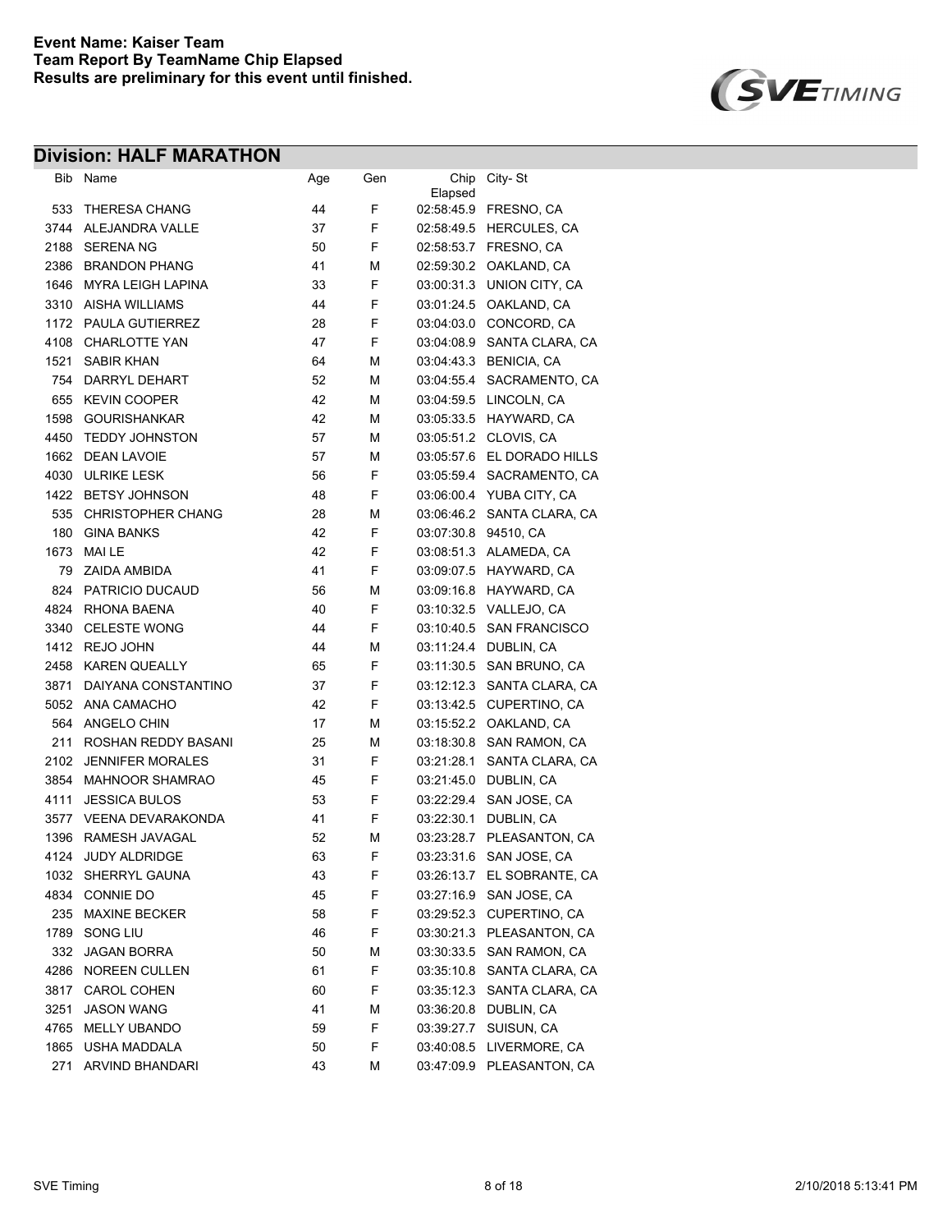**Event Name: Kaiser Team**
**Team Report By TeamName Chip Elapsed**
**Results are preliminary for this event until finished.**

## Division: HALF MARATHON

| Bib | Name | Age | Gen | Chip Elapsed | City- St |
|---|---|---|---|---|---|
| 533 | THERESA CHANG | 44 | F | 02:58:45.9 | FRESNO, CA |
| 3744 | ALEJANDRA VALLE | 37 | F | 02:58:49.5 | HERCULES, CA |
| 2188 | SERENA NG | 50 | F | 02:58:53.7 | FRESNO, CA |
| 2386 | BRANDON PHANG | 41 | M | 02:59:30.2 | OAKLAND, CA |
| 1646 | MYRA LEIGH LAPINA | 33 | F | 03:00:31.3 | UNION CITY, CA |
| 3310 | AISHA WILLIAMS | 44 | F | 03:01:24.5 | OAKLAND, CA |
| 1172 | PAULA GUTIERREZ | 28 | F | 03:04:03.0 | CONCORD, CA |
| 4108 | CHARLOTTE YAN | 47 | F | 03:04:08.9 | SANTA CLARA, CA |
| 1521 | SABIR KHAN | 64 | M | 03:04:43.3 | BENICIA, CA |
| 754 | DARRYL DEHART | 52 | M | 03:04:55.4 | SACRAMENTO, CA |
| 655 | KEVIN COOPER | 42 | M | 03:04:59.5 | LINCOLN, CA |
| 1598 | GOURISHANKAR | 42 | M | 03:05:33.5 | HAYWARD, CA |
| 4450 | TEDDY JOHNSTON | 57 | M | 03:05:51.2 | CLOVIS, CA |
| 1662 | DEAN LAVOIE | 57 | M | 03:05:57.6 | EL DORADO HILLS |
| 4030 | ULRIKE LESK | 56 | F | 03:05:59.4 | SACRAMENTO, CA |
| 1422 | BETSY JOHNSON | 48 | F | 03:06:00.4 | YUBA CITY, CA |
| 535 | CHRISTOPHER CHANG | 28 | M | 03:06:46.2 | SANTA CLARA, CA |
| 180 | GINA BANKS | 42 | F | 03:07:30.8 | 94510, CA |
| 1673 | MAI LE | 42 | F | 03:08:51.3 | ALAMEDA, CA |
| 79 | ZAIDA AMBIDA | 41 | F | 03:09:07.5 | HAYWARD, CA |
| 824 | PATRICIO DUCAUD | 56 | M | 03:09:16.8 | HAYWARD, CA |
| 4824 | RHONA BAENA | 40 | F | 03:10:32.5 | VALLEJO, CA |
| 3340 | CELESTE WONG | 44 | F | 03:10:40.5 | SAN FRANCISCO |
| 1412 | REJO JOHN | 44 | M | 03:11:24.4 | DUBLIN, CA |
| 2458 | KAREN QUEALLY | 65 | F | 03:11:30.5 | SAN BRUNO, CA |
| 3871 | DAIYANA CONSTANTINO | 37 | F | 03:12:12.3 | SANTA CLARA, CA |
| 5052 | ANA CAMACHO | 42 | F | 03:13:42.5 | CUPERTINO, CA |
| 564 | ANGELO CHIN | 17 | M | 03:15:52.2 | OAKLAND, CA |
| 211 | ROSHAN REDDY BASANI | 25 | M | 03:18:30.8 | SAN RAMON, CA |
| 2102 | JENNIFER MORALES | 31 | F | 03:21:28.1 | SANTA CLARA, CA |
| 3854 | MAHNOOR SHAMRAO | 45 | F | 03:21:45.0 | DUBLIN, CA |
| 4111 | JESSICA BULOS | 53 | F | 03:22:29.4 | SAN JOSE, CA |
| 3577 | VEENA DEVARAKONDA | 41 | F | 03:22:30.1 | DUBLIN, CA |
| 1396 | RAMESH JAVAGAL | 52 | M | 03:23:28.7 | PLEASANTON, CA |
| 4124 | JUDY ALDRIDGE | 63 | F | 03:23:31.6 | SAN JOSE, CA |
| 1032 | SHERRYL GAUNA | 43 | F | 03:26:13.7 | EL SOBRANTE, CA |
| 4834 | CONNIE DO | 45 | F | 03:27:16.9 | SAN JOSE, CA |
| 235 | MAXINE BECKER | 58 | F | 03:29:52.3 | CUPERTINO, CA |
| 1789 | SONG LIU | 46 | F | 03:30:21.3 | PLEASANTON, CA |
| 332 | JAGAN BORRA | 50 | M | 03:30:33.5 | SAN RAMON, CA |
| 4286 | NOREEN CULLEN | 61 | F | 03:35:10.8 | SANTA CLARA, CA |
| 3817 | CAROL COHEN | 60 | F | 03:35:12.3 | SANTA CLARA, CA |
| 3251 | JASON WANG | 41 | M | 03:36:20.8 | DUBLIN, CA |
| 4765 | MELLY UBANDO | 59 | F | 03:39:27.7 | SUISUN, CA |
| 1865 | USHA MADDALA | 50 | F | 03:40:08.5 | LIVERMORE, CA |
| 271 | ARVIND BHANDARI | 43 | M | 03:47:09.9 | PLEASANTON, CA |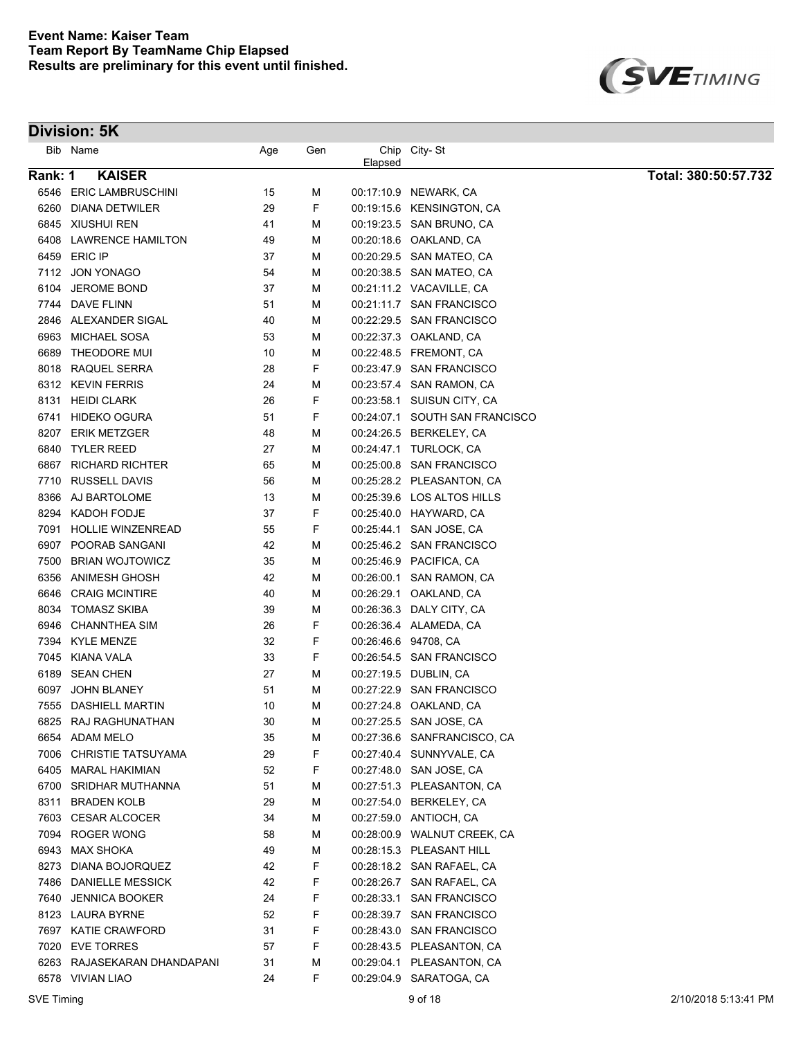**Event Name: Kaiser Team**
**Team Report By TeamName Chip Elapsed**
**Results are preliminary for this event until finished.**

## Division: 5K

| Bib | Name | Age | Gen | Chip Elapsed | City- St |
|---|---|---|---|---|---|
| **Rank: 1** | **KAISER** | | | | **Total: 380:50:57.732** |
| 6546 | ERIC LAMBRUSCHINI | 15 | M | 00:17:10.9 | NEWARK, CA |
| 6260 | DIANA DETWILER | 29 | F | 00:19:15.6 | KENSINGTON, CA |
| 6845 | XIUSHUI REN | 41 | M | 00:19:23.5 | SAN BRUNO, CA |
| 6408 | LAWRENCE HAMILTON | 49 | M | 00:20:18.6 | OAKLAND, CA |
| 6459 | ERIC IP | 37 | M | 00:20:29.5 | SAN MATEO, CA |
| 7112 | JON YONAGO | 54 | M | 00:20:38.5 | SAN MATEO, CA |
| 6104 | JEROME BOND | 37 | M | 00:21:11.2 | VACAVILLE, CA |
| 7744 | DAVE FLINN | 51 | M | 00:21:11.7 | SAN FRANCISCO |
| 2846 | ALEXANDER SIGAL | 40 | M | 00:22:29.5 | SAN FRANCISCO |
| 6963 | MICHAEL SOSA | 53 | M | 00:22:37.3 | OAKLAND, CA |
| 6689 | THEODORE MUI | 10 | M | 00:22:48.5 | FREMONT, CA |
| 8018 | RAQUEL SERRA | 28 | F | 00:23:47.9 | SAN FRANCISCO |
| 6312 | KEVIN FERRIS | 24 | M | 00:23:57.4 | SAN RAMON, CA |
| 8131 | HEIDI CLARK | 26 | F | 00:23:58.1 | SUISUN CITY, CA |
| 6741 | HIDEKO OGURA | 51 | F | 00:24:07.1 | SOUTH SAN FRANCISCO |
| 8207 | ERIK METZGER | 48 | M | 00:24:26.5 | BERKELEY, CA |
| 6840 | TYLER REED | 27 | M | 00:24:47.1 | TURLOCK, CA |
| 6867 | RICHARD RICHTER | 65 | M | 00:25:00.8 | SAN FRANCISCO |
| 7710 | RUSSELL DAVIS | 56 | M | 00:25:28.2 | PLEASANTON, CA |
| 8366 | AJ BARTOLOME | 13 | M | 00:25:39.6 | LOS ALTOS HILLS |
| 8294 | KADOH FODJE | 37 | F | 00:25:40.0 | HAYWARD, CA |
| 7091 | HOLLIE WINZENREAD | 55 | F | 00:25:44.1 | SAN JOSE, CA |
| 6907 | POORAB SANGANI | 42 | M | 00:25:46.2 | SAN FRANCISCO |
| 7500 | BRIAN WOJTOWICZ | 35 | M | 00:25:46.9 | PACIFICA, CA |
| 6356 | ANIMESH GHOSH | 42 | M | 00:26:00.1 | SAN RAMON, CA |
| 6646 | CRAIG MCINTIRE | 40 | M | 00:26:29.1 | OAKLAND, CA |
| 8034 | TOMASZ SKIBA | 39 | M | 00:26:36.3 | DALY CITY, CA |
| 6946 | CHANNTHEA SIM | 26 | F | 00:26:36.4 | ALAMEDA, CA |
| 7394 | KYLE MENZE | 32 | F | 00:26:46.6 | 94708, CA |
| 7045 | KIANA VALA | 33 | F | 00:26:54.5 | SAN FRANCISCO |
| 6189 | SEAN CHEN | 27 | M | 00:27:19.5 | DUBLIN, CA |
| 6097 | JOHN BLANEY | 51 | M | 00:27:22.9 | SAN FRANCISCO |
| 7555 | DASHIELL MARTIN | 10 | M | 00:27:24.8 | OAKLAND, CA |
| 6825 | RAJ RAGHUNATHAN | 30 | M | 00:27:25.5 | SAN JOSE, CA |
| 6654 | ADAM MELO | 35 | M | 00:27:36.6 | SANFRANCISCO, CA |
| 7006 | CHRISTIE TATSUYAMA | 29 | F | 00:27:40.4 | SUNNYVALE, CA |
| 6405 | MARAL HAKIMIAN | 52 | F | 00:27:48.0 | SAN JOSE, CA |
| 6700 | SRIDHAR MUTHANNA | 51 | M | 00:27:51.3 | PLEASANTON, CA |
| 8311 | BRADEN KOLB | 29 | M | 00:27:54.0 | BERKELEY, CA |
| 7603 | CESAR ALCOCER | 34 | M | 00:27:59.0 | ANTIOCH, CA |
| 7094 | ROGER WONG | 58 | M | 00:28:00.9 | WALNUT CREEK, CA |
| 6943 | MAX SHOKA | 49 | M | 00:28:15.3 | PLEASANT HILL |
| 8273 | DIANA BOJORQUEZ | 42 | F | 00:28:18.2 | SAN RAFAEL, CA |
| 7486 | DANIELLE MESSICK | 42 | F | 00:28:26.7 | SAN RAFAEL, CA |
| 7640 | JENNICA BOOKER | 24 | F | 00:28:33.1 | SAN FRANCISCO |
| 8123 | LAURA BYRNE | 52 | F | 00:28:39.7 | SAN FRANCISCO |
| 7697 | KATIE CRAWFORD | 31 | F | 00:28:43.0 | SAN FRANCISCO |
| 7020 | EVE TORRES | 57 | F | 00:28:43.5 | PLEASANTON, CA |
| 6263 | RAJASEKARAN DHANDAPANI | 31 | M | 00:29:04.1 | PLEASANTON, CA |
| 6578 | VIVIAN LIAO | 24 | F | 00:29:04.9 | SARATOGA, CA |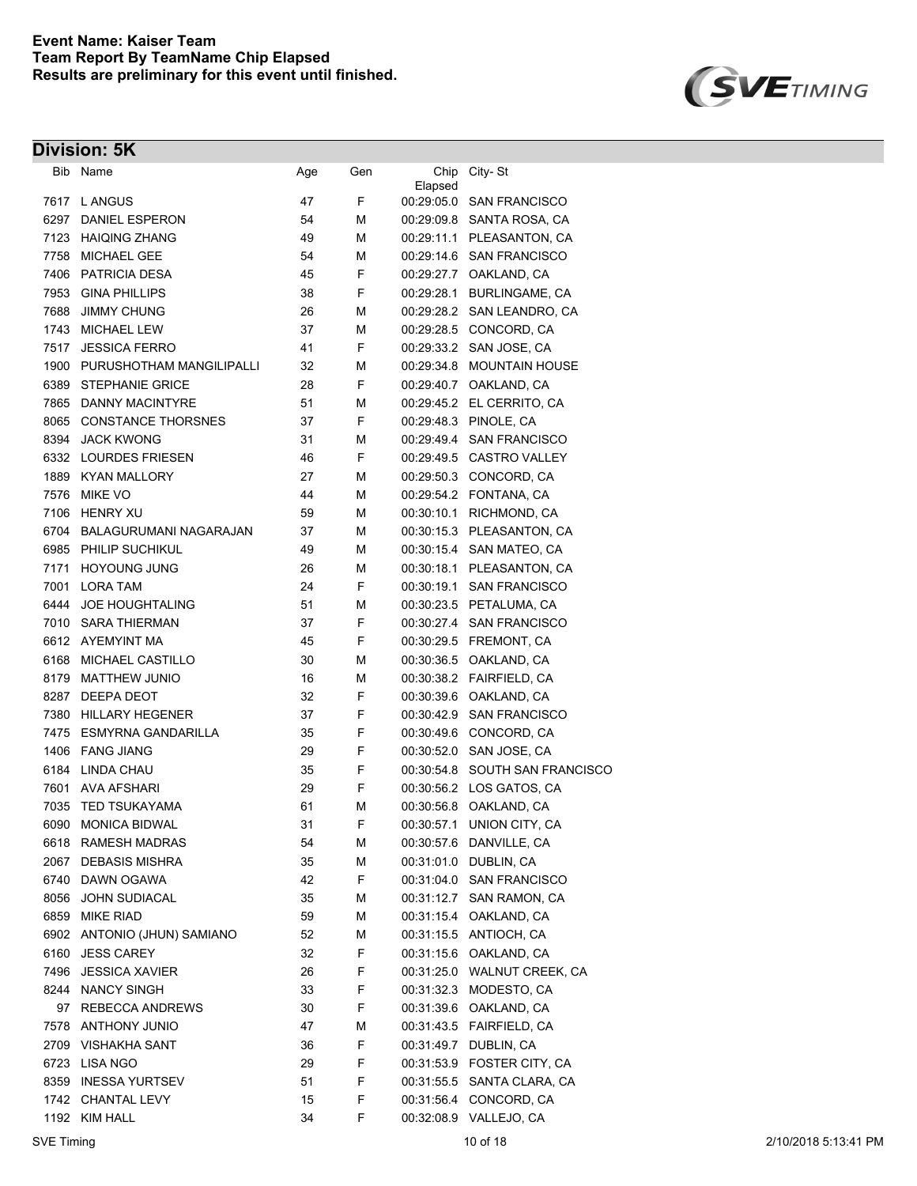**Event Name: Kaiser Team**
**Team Report By TeamName Chip Elapsed**
**Results are preliminary for this event until finished.**

## Division: 5K

| Bib | Name | Age | Gen | Chip Elapsed | City- St |
|---|---|---|---|---|---|
| 7617 | L ANGUS | 47 | F | 00:29:05.0 | SAN FRANCISCO |
| 6297 | DANIEL ESPERON | 54 | M | 00:29:09.8 | SANTA ROSA, CA |
| 7123 | HAIQING ZHANG | 49 | M | 00:29:11.1 | PLEASANTON, CA |
| 7758 | MICHAEL GEE | 54 | M | 00:29:14.6 | SAN FRANCISCO |
| 7406 | PATRICIA DESA | 45 | F | 00:29:27.7 | OAKLAND, CA |
| 7953 | GINA PHILLIPS | 38 | F | 00:29:28.1 | BURLINGAME, CA |
| 7688 | JIMMY CHUNG | 26 | M | 00:29:28.2 | SAN LEANDRO, CA |
| 1743 | MICHAEL LEW | 37 | M | 00:29:28.5 | CONCORD, CA |
| 7517 | JESSICA FERRO | 41 | F | 00:29:33.2 | SAN JOSE, CA |
| 1900 | PURUSHOTHAM MANGILIPALLI | 32 | M | 00:29:34.8 | MOUNTAIN HOUSE |
| 6389 | STEPHANIE GRICE | 28 | F | 00:29:40.7 | OAKLAND, CA |
| 7865 | DANNY MACINTYRE | 51 | M | 00:29:45.2 | EL CERRITO, CA |
| 8065 | CONSTANCE THORSNES | 37 | F | 00:29:48.3 | PINOLE, CA |
| 8394 | JACK KWONG | 31 | M | 00:29:49.4 | SAN FRANCISCO |
| 6332 | LOURDES FRIESEN | 46 | F | 00:29:49.5 | CASTRO VALLEY |
| 1889 | KYAN MALLORY | 27 | M | 00:29:50.3 | CONCORD, CA |
| 7576 | MIKE VO | 44 | M | 00:29:54.2 | FONTANA, CA |
| 7106 | HENRY XU | 59 | M | 00:30:10.1 | RICHMOND, CA |
| 6704 | BALAGURUMANI NAGARAJAN | 37 | M | 00:30:15.3 | PLEASANTON, CA |
| 6985 | PHILIP SUCHIKUL | 49 | M | 00:30:15.4 | SAN MATEO, CA |
| 7171 | HOYOUNG JUNG | 26 | M | 00:30:18.1 | PLEASANTON, CA |
| 7001 | LORA TAM | 24 | F | 00:30:19.1 | SAN FRANCISCO |
| 6444 | JOE HOUGHTALING | 51 | M | 00:30:23.5 | PETALUMA, CA |
| 7010 | SARA THIERMAN | 37 | F | 00:30:27.4 | SAN FRANCISCO |
| 6612 | AYEMYINT MA | 45 | F | 00:30:29.5 | FREMONT, CA |
| 6168 | MICHAEL CASTILLO | 30 | M | 00:30:36.5 | OAKLAND, CA |
| 8179 | MATTHEW JUNIO | 16 | M | 00:30:38.2 | FAIRFIELD, CA |
| 8287 | DEEPA DEOT | 32 | F | 00:30:39.6 | OAKLAND, CA |
| 7380 | HILLARY HEGENER | 37 | F | 00:30:42.9 | SAN FRANCISCO |
| 7475 | ESMYRNA GANDARILLA | 35 | F | 00:30:49.6 | CONCORD, CA |
| 1406 | FANG JIANG | 29 | F | 00:30:52.0 | SAN JOSE, CA |
| 6184 | LINDA CHAU | 35 | F | 00:30:54.8 | SOUTH SAN FRANCISCO |
| 7601 | AVA AFSHARI | 29 | F | 00:30:56.2 | LOS GATOS, CA |
| 7035 | TED TSUKAYAMA | 61 | M | 00:30:56.8 | OAKLAND, CA |
| 6090 | MONICA BIDWAL | 31 | F | 00:30:57.1 | UNION CITY, CA |
| 6618 | RAMESH MADRAS | 54 | M | 00:30:57.6 | DANVILLE, CA |
| 2067 | DEBASIS MISHRA | 35 | M | 00:31:01.0 | DUBLIN, CA |
| 6740 | DAWN OGAWA | 42 | F | 00:31:04.0 | SAN FRANCISCO |
| 8056 | JOHN SUDIACAL | 35 | M | 00:31:12.7 | SAN RAMON, CA |
| 6859 | MIKE RIAD | 59 | M | 00:31:15.4 | OAKLAND, CA |
| 6902 | ANTONIO (JHUN) SAMIANO | 52 | M | 00:31:15.5 | ANTIOCH, CA |
| 6160 | JESS CAREY | 32 | F | 00:31:15.6 | OAKLAND, CA |
| 7496 | JESSICA XAVIER | 26 | F | 00:31:25.0 | WALNUT CREEK, CA |
| 8244 | NANCY SINGH | 33 | F | 00:31:32.3 | MODESTO, CA |
| 97 | REBECCA ANDREWS | 30 | F | 00:31:39.6 | OAKLAND, CA |
| 7578 | ANTHONY JUNIO | 47 | M | 00:31:43.5 | FAIRFIELD, CA |
| 2709 | VISHAKHA SANT | 36 | F | 00:31:49.7 | DUBLIN, CA |
| 6723 | LISA NGO | 29 | F | 00:31:53.9 | FOSTER CITY, CA |
| 8359 | INESSA YURTSEV | 51 | F | 00:31:55.5 | SANTA CLARA, CA |
| 1742 | CHANTAL LEVY | 15 | F | 00:31:56.4 | CONCORD, CA |
| 1192 | KIM HALL | 34 | F | 00:32:08.9 | VALLEJO, CA |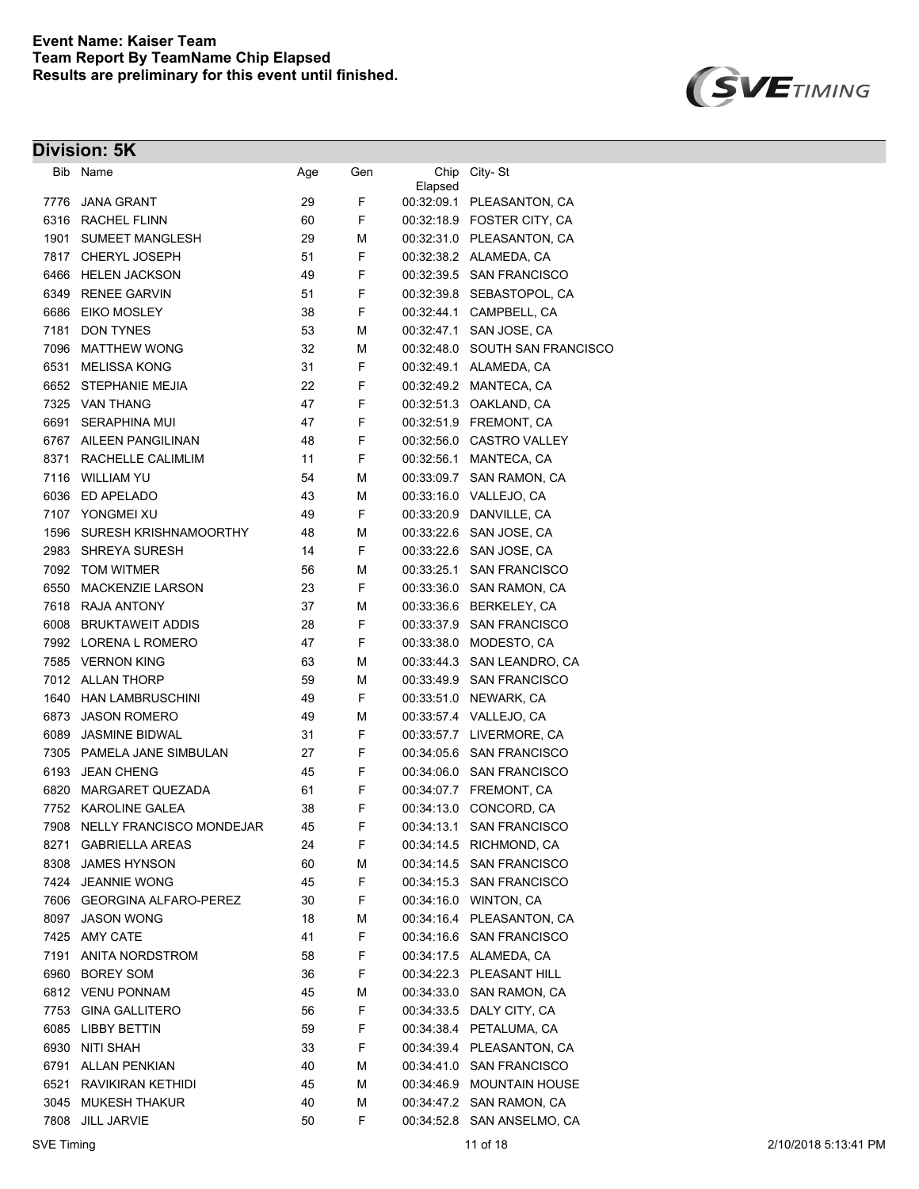**Event Name: Kaiser Team**
**Team Report By TeamName Chip Elapsed**
**Results are preliminary for this event until finished.**

## Division: 5K

| Bib | Name | Age | Gen | Chip Elapsed | City- St |
|---|---|---|---|---|---|
| 7776 | JANA GRANT | 29 | F | 00:32:09.1 | PLEASANTON, CA |
| 6316 | RACHEL FLINN | 60 | F | 00:32:18.9 | FOSTER CITY, CA |
| 1901 | SUMEET MANGLESH | 29 | M | 00:32:31.0 | PLEASANTON, CA |
| 7817 | CHERYL JOSEPH | 51 | F | 00:32:38.2 | ALAMEDA, CA |
| 6466 | HELEN JACKSON | 49 | F | 00:32:39.5 | SAN FRANCISCO |
| 6349 | RENEE GARVIN | 51 | F | 00:32:39.8 | SEBASTOPOL, CA |
| 6686 | EIKO MOSLEY | 38 | F | 00:32:44.1 | CAMPBELL, CA |
| 7181 | DON TYNES | 53 | M | 00:32:47.1 | SAN JOSE, CA |
| 7096 | MATTHEW WONG | 32 | M | 00:32:48.0 | SOUTH SAN FRANCISCO |
| 6531 | MELISSA KONG | 31 | F | 00:32:49.1 | ALAMEDA, CA |
| 6652 | STEPHANIE MEJIA | 22 | F | 00:32:49.2 | MANTECA, CA |
| 7325 | VAN THANG | 47 | F | 00:32:51.3 | OAKLAND, CA |
| 6691 | SERAPHINA MUI | 47 | F | 00:32:51.9 | FREMONT, CA |
| 6767 | AILEEN PANGILINAN | 48 | F | 00:32:56.0 | CASTRO VALLEY |
| 8371 | RACHELLE CALIMLIM | 11 | F | 00:32:56.1 | MANTECA, CA |
| 7116 | WILLIAM YU | 54 | M | 00:33:09.7 | SAN RAMON, CA |
| 6036 | ED APELADO | 43 | M | 00:33:16.0 | VALLEJO, CA |
| 7107 | YONGMEI XU | 49 | F | 00:33:20.9 | DANVILLE, CA |
| 1596 | SURESH KRISHNAMOORTHY | 48 | M | 00:33:22.6 | SAN JOSE, CA |
| 2983 | SHREYA SURESH | 14 | F | 00:33:22.6 | SAN JOSE, CA |
| 7092 | TOM WITMER | 56 | M | 00:33:25.1 | SAN FRANCISCO |
| 6550 | MACKENZIE LARSON | 23 | F | 00:33:36.0 | SAN RAMON, CA |
| 7618 | RAJA ANTONY | 37 | M | 00:33:36.6 | BERKELEY, CA |
| 6008 | BRUKTAWEIT ADDIS | 28 | F | 00:33:37.9 | SAN FRANCISCO |
| 7992 | LORENA L ROMERO | 47 | F | 00:33:38.0 | MODESTO, CA |
| 7585 | VERNON KING | 63 | M | 00:33:44.3 | SAN LEANDRO, CA |
| 7012 | ALLAN THORP | 59 | M | 00:33:49.9 | SAN FRANCISCO |
| 1640 | HAN LAMBRUSCHINI | 49 | F | 00:33:51.0 | NEWARK, CA |
| 6873 | JASON ROMERO | 49 | M | 00:33:57.4 | VALLEJO, CA |
| 6089 | JASMINE BIDWAL | 31 | F | 00:33:57.7 | LIVERMORE, CA |
| 7305 | PAMELA JANE SIMBULAN | 27 | F | 00:34:05.6 | SAN FRANCISCO |
| 6193 | JEAN CHENG | 45 | F | 00:34:06.0 | SAN FRANCISCO |
| 6820 | MARGARET QUEZADA | 61 | F | 00:34:07.7 | FREMONT, CA |
| 7752 | KAROLINE GALEA | 38 | F | 00:34:13.0 | CONCORD, CA |
| 7908 | NELLY FRANCISCO MONDEJAR | 45 | F | 00:34:13.1 | SAN FRANCISCO |
| 8271 | GABRIELLA AREAS | 24 | F | 00:34:14.5 | RICHMOND, CA |
| 8308 | JAMES HYNSON | 60 | M | 00:34:14.5 | SAN FRANCISCO |
| 7424 | JEANNIE WONG | 45 | F | 00:34:15.3 | SAN FRANCISCO |
| 7606 | GEORGINA ALFARO-PEREZ | 30 | F | 00:34:16.0 | WINTON, CA |
| 8097 | JASON WONG | 18 | M | 00:34:16.4 | PLEASANTON, CA |
| 7425 | AMY CATE | 41 | F | 00:34:16.6 | SAN FRANCISCO |
| 7191 | ANITA NORDSTROM | 58 | F | 00:34:17.5 | ALAMEDA, CA |
| 6960 | BOREY SOM | 36 | F | 00:34:22.3 | PLEASANT HILL |
| 6812 | VENU PONNAM | 45 | M | 00:34:33.0 | SAN RAMON, CA |
| 7753 | GINA GALLITERO | 56 | F | 00:34:33.5 | DALY CITY, CA |
| 6085 | LIBBY BETTIN | 59 | F | 00:34:38.4 | PETALUMA, CA |
| 6930 | NITI SHAH | 33 | F | 00:34:39.4 | PLEASANTON, CA |
| 6791 | ALLAN PENKIAN | 40 | M | 00:34:41.0 | SAN FRANCISCO |
| 6521 | RAVIKIRAN KETHIDI | 45 | M | 00:34:46.9 | MOUNTAIN HOUSE |
| 3045 | MUKESH THAKUR | 40 | M | 00:34:47.2 | SAN RAMON, CA |
| 7808 | JILL JARVIE | 50 | F | 00:34:52.8 | SAN ANSELMO, CA |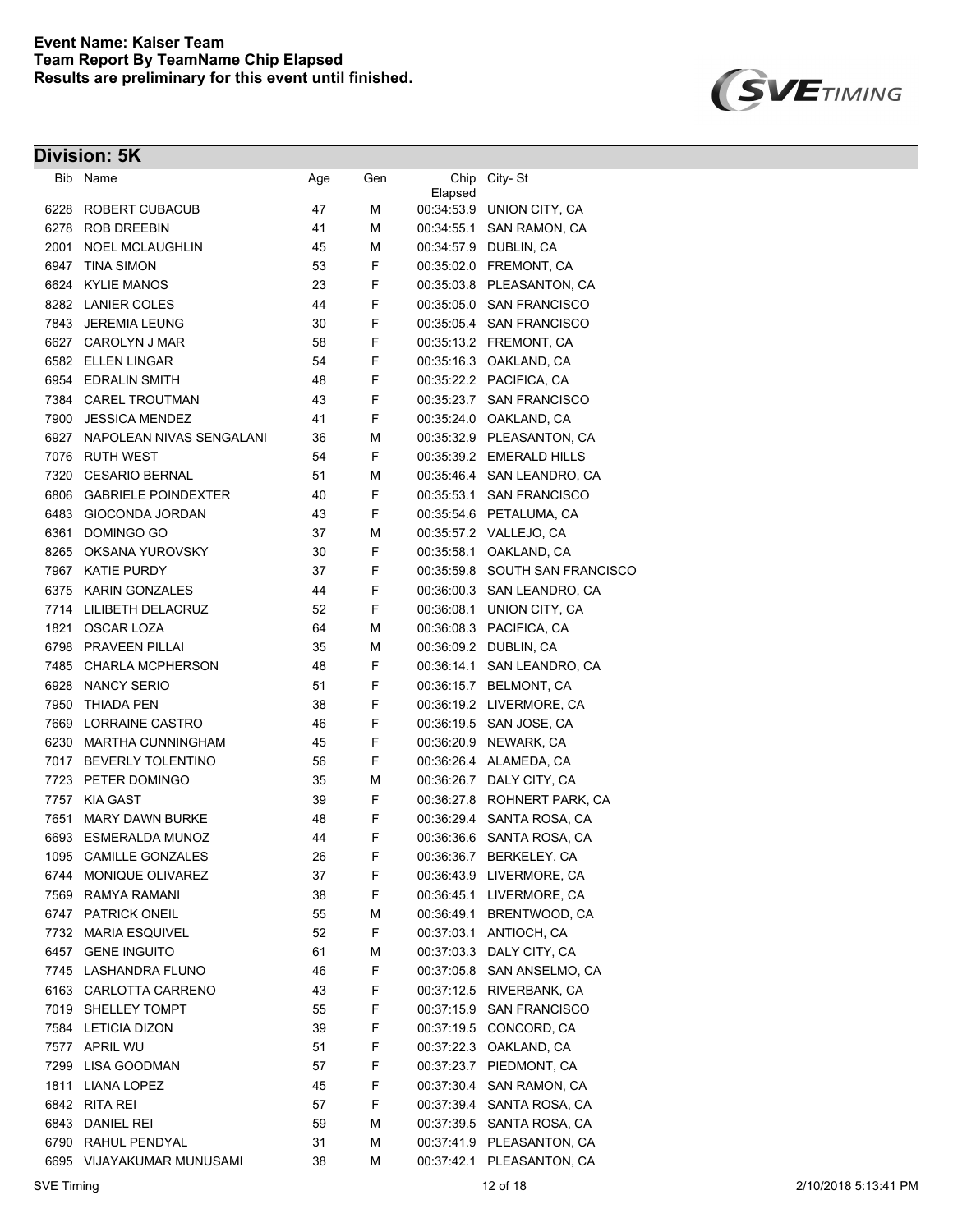**Event Name: Kaiser Team**
**Team Report By TeamName Chip Elapsed**
**Results are preliminary for this event until finished.**

## Division: 5K

| Bib | Name | Age | Gen | Chip Elapsed | City- St |
|---|---|---|---|---|---|
| 6228 | ROBERT CUBACUB | 47 | M | 00:34:53.9 | UNION CITY, CA |
| 6278 | ROB DREEBIN | 41 | M | 00:34:55.1 | SAN RAMON, CA |
| 2001 | NOEL MCLAUGHLIN | 45 | M | 00:34:57.9 | DUBLIN, CA |
| 6947 | TINA SIMON | 53 | F | 00:35:02.0 | FREMONT, CA |
| 6624 | KYLIE MANOS | 23 | F | 00:35:03.8 | PLEASANTON, CA |
| 8282 | LANIER COLES | 44 | F | 00:35:05.0 | SAN FRANCISCO |
| 7843 | JEREMIA LEUNG | 30 | F | 00:35:05.4 | SAN FRANCISCO |
| 6627 | CAROLYN J MAR | 58 | F | 00:35:13.2 | FREMONT, CA |
| 6582 | ELLEN LINGAR | 54 | F | 00:35:16.3 | OAKLAND, CA |
| 6954 | EDRALIN SMITH | 48 | F | 00:35:22.2 | PACIFICA, CA |
| 7384 | CAREL TROUTMAN | 43 | F | 00:35:23.7 | SAN FRANCISCO |
| 7900 | JESSICA MENDEZ | 41 | F | 00:35:24.0 | OAKLAND, CA |
| 6927 | NAPOLEAN NIVAS SENGALANI | 36 | M | 00:35:32.9 | PLEASANTON, CA |
| 7076 | RUTH WEST | 54 | F | 00:35:39.2 | EMERALD HILLS |
| 7320 | CESARIO BERNAL | 51 | M | 00:35:46.4 | SAN LEANDRO, CA |
| 6806 | GABRIELE POINDEXTER | 40 | F | 00:35:53.1 | SAN FRANCISCO |
| 6483 | GIOCONDA JORDAN | 43 | F | 00:35:54.6 | PETALUMA, CA |
| 6361 | DOMINGO GO | 37 | M | 00:35:57.2 | VALLEJO, CA |
| 8265 | OKSANA YUROVSKY | 30 | F | 00:35:58.1 | OAKLAND, CA |
| 7967 | KATIE PURDY | 37 | F | 00:35:59.8 | SOUTH SAN FRANCISCO |
| 6375 | KARIN GONZALES | 44 | F | 00:36:00.3 | SAN LEANDRO, CA |
| 7714 | LILIBETH DELACRUZ | 52 | F | 00:36:08.1 | UNION CITY, CA |
| 1821 | OSCAR LOZA | 64 | M | 00:36:08.3 | PACIFICA, CA |
| 6798 | PRAVEEN PILLAI | 35 | M | 00:36:09.2 | DUBLIN, CA |
| 7485 | CHARLA MCPHERSON | 48 | F | 00:36:14.1 | SAN LEANDRO, CA |
| 6928 | NANCY SERIO | 51 | F | 00:36:15.7 | BELMONT, CA |
| 7950 | THIADA PEN | 38 | F | 00:36:19.2 | LIVERMORE, CA |
| 7669 | LORRAINE CASTRO | 46 | F | 00:36:19.5 | SAN JOSE, CA |
| 6230 | MARTHA CUNNINGHAM | 45 | F | 00:36:20.9 | NEWARK, CA |
| 7017 | BEVERLY TOLENTINO | 56 | F | 00:36:26.4 | ALAMEDA, CA |
| 7723 | PETER DOMINGO | 35 | M | 00:36:26.7 | DALY CITY, CA |
| 7757 | KIA GAST | 39 | F | 00:36:27.8 | ROHNERT PARK, CA |
| 7651 | MARY DAWN BURKE | 48 | F | 00:36:29.4 | SANTA ROSA, CA |
| 6693 | ESMERALDA MUNOZ | 44 | F | 00:36:36.6 | SANTA ROSA, CA |
| 1095 | CAMILLE GONZALES | 26 | F | 00:36:36.7 | BERKELEY, CA |
| 6744 | MONIQUE OLIVAREZ | 37 | F | 00:36:43.9 | LIVERMORE, CA |
| 7569 | RAMYA RAMANI | 38 | F | 00:36:45.1 | LIVERMORE, CA |
| 6747 | PATRICK ONEIL | 55 | M | 00:36:49.1 | BRENTWOOD, CA |
| 7732 | MARIA ESQUIVEL | 52 | F | 00:37:03.1 | ANTIOCH, CA |
| 6457 | GENE INGUITO | 61 | M | 00:37:03.3 | DALY CITY, CA |
| 7745 | LASHANDRA FLUNO | 46 | F | 00:37:05.8 | SAN ANSELMO, CA |
| 6163 | CARLOTTA CARRENO | 43 | F | 00:37:12.5 | RIVERBANK, CA |
| 7019 | SHELLEY TOMPT | 55 | F | 00:37:15.9 | SAN FRANCISCO |
| 7584 | LETICIA DIZON | 39 | F | 00:37:19.5 | CONCORD, CA |
| 7577 | APRIL WU | 51 | F | 00:37:22.3 | OAKLAND, CA |
| 7299 | LISA GOODMAN | 57 | F | 00:37:23.7 | PIEDMONT, CA |
| 1811 | LIANA LOPEZ | 45 | F | 00:37:30.4 | SAN RAMON, CA |
| 6842 | RITA REI | 57 | F | 00:37:39.4 | SANTA ROSA, CA |
| 6843 | DANIEL REI | 59 | M | 00:37:39.5 | SANTA ROSA, CA |
| 6790 | RAHUL PENDYAL | 31 | M | 00:37:41.9 | PLEASANTON, CA |
| 6695 | VIJAYAKUMAR MUNUSAMI | 38 | M | 00:37:42.1 | PLEASANTON, CA |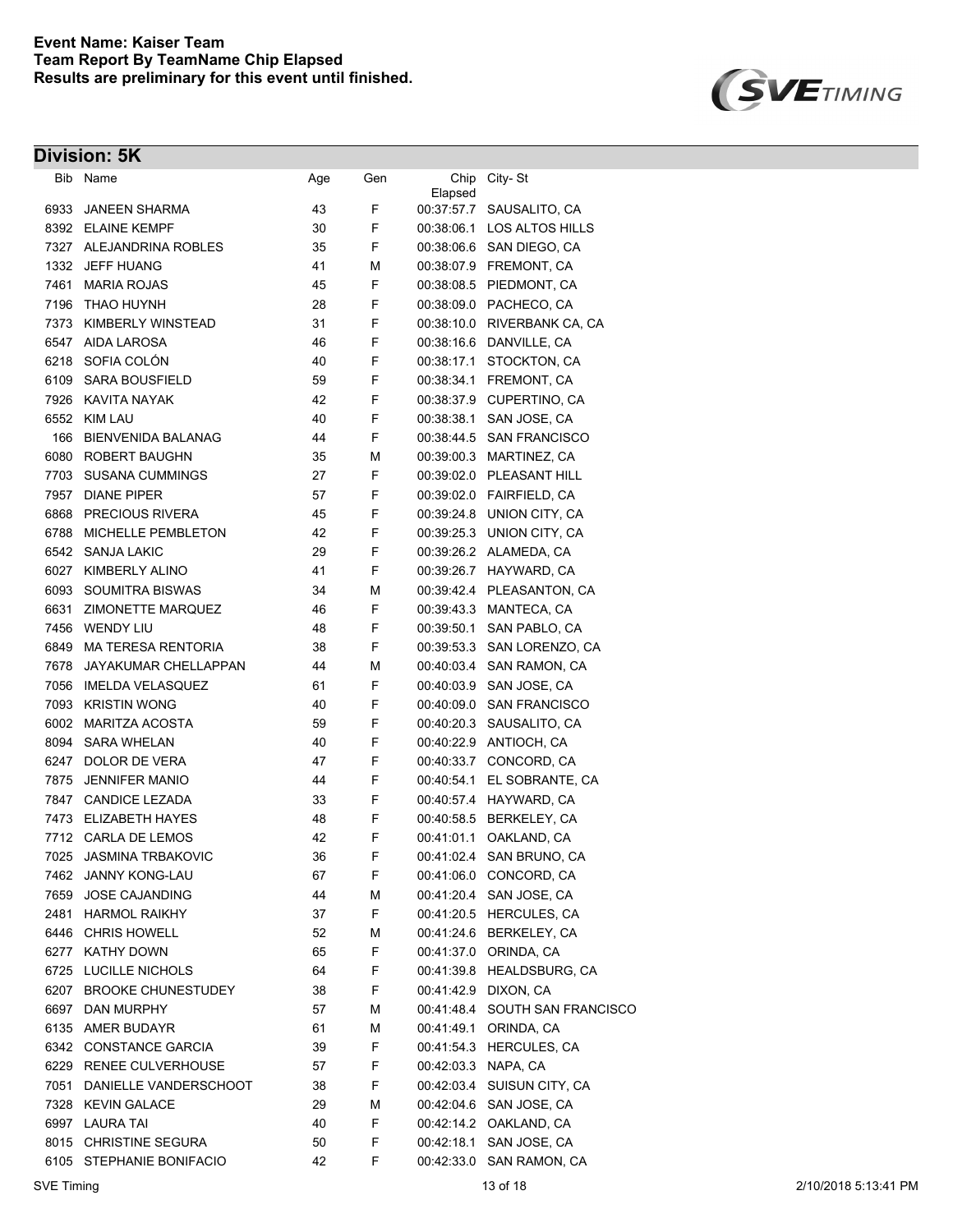**Event Name: Kaiser Team**
**Team Report By TeamName Chip Elapsed**
**Results are preliminary for this event until finished.**

## Division: 5K

| Bib | Name | Age | Gen | Chip Elapsed | City- St |
|---|---|---|---|---|---|
| 6933 | JANEEN SHARMA | 43 | F | 00:37:57.7 | SAUSALITO, CA |
| 8392 | ELAINE KEMPF | 30 | F | 00:38:06.1 | LOS ALTOS HILLS |
| 7327 | ALEJANDRINA ROBLES | 35 | F | 00:38:06.6 | SAN DIEGO, CA |
| 1332 | JEFF HUANG | 41 | M | 00:38:07.9 | FREMONT, CA |
| 7461 | MARIA ROJAS | 45 | F | 00:38:08.5 | PIEDMONT, CA |
| 7196 | THAO HUYNH | 28 | F | 00:38:09.0 | PACHECO, CA |
| 7373 | KIMBERLY WINSTEAD | 31 | F | 00:38:10.0 | RIVERBANK CA, CA |
| 6547 | AIDA LAROSA | 46 | F | 00:38:16.6 | DANVILLE, CA |
| 6218 | SOFIA COLÓN | 40 | F | 00:38:17.1 | STOCKTON, CA |
| 6109 | SARA BOUSFIELD | 59 | F | 00:38:34.1 | FREMONT, CA |
| 7926 | KAVITA NAYAK | 42 | F | 00:38:37.9 | CUPERTINO, CA |
| 6552 | KIM LAU | 40 | F | 00:38:38.1 | SAN JOSE, CA |
| 166 | BIENVENIDA BALANAG | 44 | F | 00:38:44.5 | SAN FRANCISCO |
| 6080 | ROBERT BAUGHN | 35 | M | 00:39:00.3 | MARTINEZ, CA |
| 7703 | SUSANA CUMMINGS | 27 | F | 00:39:02.0 | PLEASANT HILL |
| 7957 | DIANE PIPER | 57 | F | 00:39:02.0 | FAIRFIELD, CA |
| 6868 | PRECIOUS RIVERA | 45 | F | 00:39:24.8 | UNION CITY, CA |
| 6788 | MICHELLE PEMBLETON | 42 | F | 00:39:25.3 | UNION CITY, CA |
| 6542 | SANJA LAKIC | 29 | F | 00:39:26.2 | ALAMEDA, CA |
| 6027 | KIMBERLY ALINO | 41 | F | 00:39:26.7 | HAYWARD, CA |
| 6093 | SOUMITRA BISWAS | 34 | M | 00:39:42.4 | PLEASANTON, CA |
| 6631 | ZIMONETTE MARQUEZ | 46 | F | 00:39:43.3 | MANTECA, CA |
| 7456 | WENDY LIU | 48 | F | 00:39:50.1 | SAN PABLO, CA |
| 6849 | MA TERESA RENTORIA | 38 | F | 00:39:53.3 | SAN LORENZO, CA |
| 7678 | JAYAKUMAR CHELLAPPAN | 44 | M | 00:40:03.4 | SAN RAMON, CA |
| 7056 | IMELDA VELASQUEZ | 61 | F | 00:40:03.9 | SAN JOSE, CA |
| 7093 | KRISTIN WONG | 40 | F | 00:40:09.0 | SAN FRANCISCO |
| 6002 | MARITZA ACOSTA | 59 | F | 00:40:20.3 | SAUSALITO, CA |
| 8094 | SARA WHELAN | 40 | F | 00:40:22.9 | ANTIOCH, CA |
| 6247 | DOLOR DE VERA | 47 | F | 00:40:33.7 | CONCORD, CA |
| 7875 | JENNIFER MANIO | 44 | F | 00:40:54.1 | EL SOBRANTE, CA |
| 7847 | CANDICE LEZADA | 33 | F | 00:40:57.4 | HAYWARD, CA |
| 7473 | ELIZABETH HAYES | 48 | F | 00:40:58.5 | BERKELEY, CA |
| 7712 | CARLA DE LEMOS | 42 | F | 00:41:01.1 | OAKLAND, CA |
| 7025 | JASMINA TRBAKOVIC | 36 | F | 00:41:02.4 | SAN BRUNO, CA |
| 7462 | JANNY KONG-LAU | 67 | F | 00:41:06.0 | CONCORD, CA |
| 7659 | JOSE CAJANDING | 44 | M | 00:41:20.4 | SAN JOSE, CA |
| 2481 | HARMOL RAIKHY | 37 | F | 00:41:20.5 | HERCULES, CA |
| 6446 | CHRIS HOWELL | 52 | M | 00:41:24.6 | BERKELEY, CA |
| 6277 | KATHY DOWN | 65 | F | 00:41:37.0 | ORINDA, CA |
| 6725 | LUCILLE NICHOLS | 64 | F | 00:41:39.8 | HEALDSBURG, CA |
| 6207 | BROOKE CHUNESTUDEY | 38 | F | 00:41:42.9 | DIXON, CA |
| 6697 | DAN MURPHY | 57 | M | 00:41:48.4 | SOUTH SAN FRANCISCO |
| 6135 | AMER BUDAYR | 61 | M | 00:41:49.1 | ORINDA, CA |
| 6342 | CONSTANCE GARCIA | 39 | F | 00:41:54.3 | HERCULES, CA |
| 6229 | RENEE CULVERHOUSE | 57 | F | 00:42:03.3 | NAPA, CA |
| 7051 | DANIELLE VANDERSCHOOT | 38 | F | 00:42:03.4 | SUISUN CITY, CA |
| 7328 | KEVIN GALACE | 29 | M | 00:42:04.6 | SAN JOSE, CA |
| 6997 | LAURA TAI | 40 | F | 00:42:14.2 | OAKLAND, CA |
| 8015 | CHRISTINE SEGURA | 50 | F | 00:42:18.1 | SAN JOSE, CA |
| 6105 | STEPHANIE BONIFACIO | 42 | F | 00:42:33.0 | SAN RAMON, CA |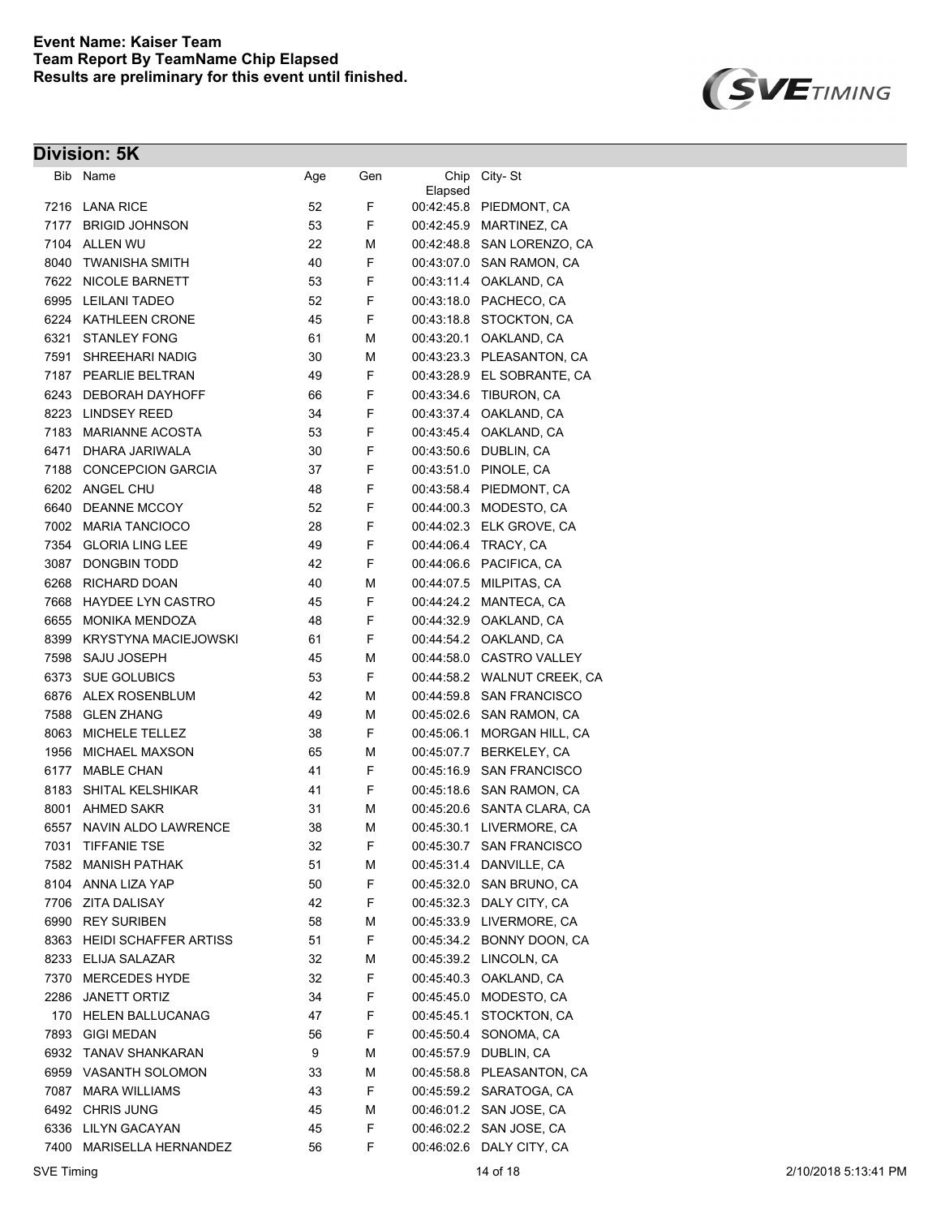**Event Name: Kaiser Team**
**Team Report By TeamName Chip Elapsed**
**Results are preliminary for this event until finished.**

## Division: 5K

| Bib | Name | Age | Gen | Chip Elapsed | City- St |
|---|---|---|---|---|---|
| 7216 | LANA RICE | 52 | F | 00:42:45.8 | PIEDMONT, CA |
| 7177 | BRIGID JOHNSON | 53 | F | 00:42:45.9 | MARTINEZ, CA |
| 7104 | ALLEN WU | 22 | M | 00:42:48.8 | SAN LORENZO, CA |
| 8040 | TWANISHA SMITH | 40 | F | 00:43:07.0 | SAN RAMON, CA |
| 7622 | NICOLE BARNETT | 53 | F | 00:43:11.4 | OAKLAND, CA |
| 6995 | LEILANI TADEO | 52 | F | 00:43:18.0 | PACHECO, CA |
| 6224 | KATHLEEN CRONE | 45 | F | 00:43:18.8 | STOCKTON, CA |
| 6321 | STANLEY FONG | 61 | M | 00:43:20.1 | OAKLAND, CA |
| 7591 | SHREEHARI NADIG | 30 | M | 00:43:23.3 | PLEASANTON, CA |
| 7187 | PEARLIE BELTRAN | 49 | F | 00:43:28.9 | EL SOBRANTE, CA |
| 6243 | DEBORAH DAYHOFF | 66 | F | 00:43:34.6 | TIBURON, CA |
| 8223 | LINDSEY REED | 34 | F | 00:43:37.4 | OAKLAND, CA |
| 7183 | MARIANNE ACOSTA | 53 | F | 00:43:45.4 | OAKLAND, CA |
| 6471 | DHARA JARIWALA | 30 | F | 00:43:50.6 | DUBLIN, CA |
| 7188 | CONCEPCION GARCIA | 37 | F | 00:43:51.0 | PINOLE, CA |
| 6202 | ANGEL CHU | 48 | F | 00:43:58.4 | PIEDMONT, CA |
| 6640 | DEANNE MCCOY | 52 | F | 00:44:00.3 | MODESTO, CA |
| 7002 | MARIA TANCIOCO | 28 | F | 00:44:02.3 | ELK GROVE, CA |
| 7354 | GLORIA LING LEE | 49 | F | 00:44:06.4 | TRACY, CA |
| 3087 | DONGBIN TODD | 42 | F | 00:44:06.6 | PACIFICA, CA |
| 6268 | RICHARD DOAN | 40 | M | 00:44:07.5 | MILPITAS, CA |
| 7668 | HAYDEE LYN CASTRO | 45 | F | 00:44:24.2 | MANTECA, CA |
| 6655 | MONIKA MENDOZA | 48 | F | 00:44:32.9 | OAKLAND, CA |
| 8399 | KRYSTYNA MACIEJOWSKI | 61 | F | 00:44:54.2 | OAKLAND, CA |
| 7598 | SAJU JOSEPH | 45 | M | 00:44:58.0 | CASTRO VALLEY |
| 6373 | SUE GOLUBICS | 53 | F | 00:44:58.2 | WALNUT CREEK, CA |
| 6876 | ALEX ROSENBLUM | 42 | M | 00:44:59.8 | SAN FRANCISCO |
| 7588 | GLEN ZHANG | 49 | M | 00:45:02.6 | SAN RAMON, CA |
| 8063 | MICHELE TELLEZ | 38 | F | 00:45:06.1 | MORGAN HILL, CA |
| 1956 | MICHAEL MAXSON | 65 | M | 00:45:07.7 | BERKELEY, CA |
| 6177 | MABLE CHAN | 41 | F | 00:45:16.9 | SAN FRANCISCO |
| 8183 | SHITAL KELSHIKAR | 41 | F | 00:45:18.6 | SAN RAMON, CA |
| 8001 | AHMED SAKR | 31 | M | 00:45:20.6 | SANTA CLARA, CA |
| 6557 | NAVIN ALDO LAWRENCE | 38 | M | 00:45:30.1 | LIVERMORE, CA |
| 7031 | TIFFANIE TSE | 32 | F | 00:45:30.7 | SAN FRANCISCO |
| 7582 | MANISH PATHAK | 51 | M | 00:45:31.4 | DANVILLE, CA |
| 8104 | ANNA LIZA YAP | 50 | F | 00:45:32.0 | SAN BRUNO, CA |
| 7706 | ZITA DALISAY | 42 | F | 00:45:32.3 | DALY CITY, CA |
| 6990 | REY SURIBEN | 58 | M | 00:45:33.9 | LIVERMORE, CA |
| 8363 | HEIDI SCHAFFER ARTISS | 51 | F | 00:45:34.2 | BONNY DOON, CA |
| 8233 | ELIJA SALAZAR | 32 | M | 00:45:39.2 | LINCOLN, CA |
| 7370 | MERCEDES HYDE | 32 | F | 00:45:40.3 | OAKLAND, CA |
| 2286 | JANETT ORTIZ | 34 | F | 00:45:45.0 | MODESTO, CA |
| 170 | HELEN BALLUCANAG | 47 | F | 00:45:45.1 | STOCKTON, CA |
| 7893 | GIGI MEDAN | 56 | F | 00:45:50.4 | SONOMA, CA |
| 6932 | TANAV SHANKARAN | 9 | M | 00:45:57.9 | DUBLIN, CA |
| 6959 | VASANTH SOLOMON | 33 | M | 00:45:58.8 | PLEASANTON, CA |
| 7087 | MARA WILLIAMS | 43 | F | 00:45:59.2 | SARATOGA, CA |
| 6492 | CHRIS JUNG | 45 | M | 00:46:01.2 | SAN JOSE, CA |
| 6336 | LILYN GACAYAN | 45 | F | 00:46:02.2 | SAN JOSE, CA |
| 7400 | MARISELLA HERNANDEZ | 56 | F | 00:46:02.6 | DALY CITY, CA |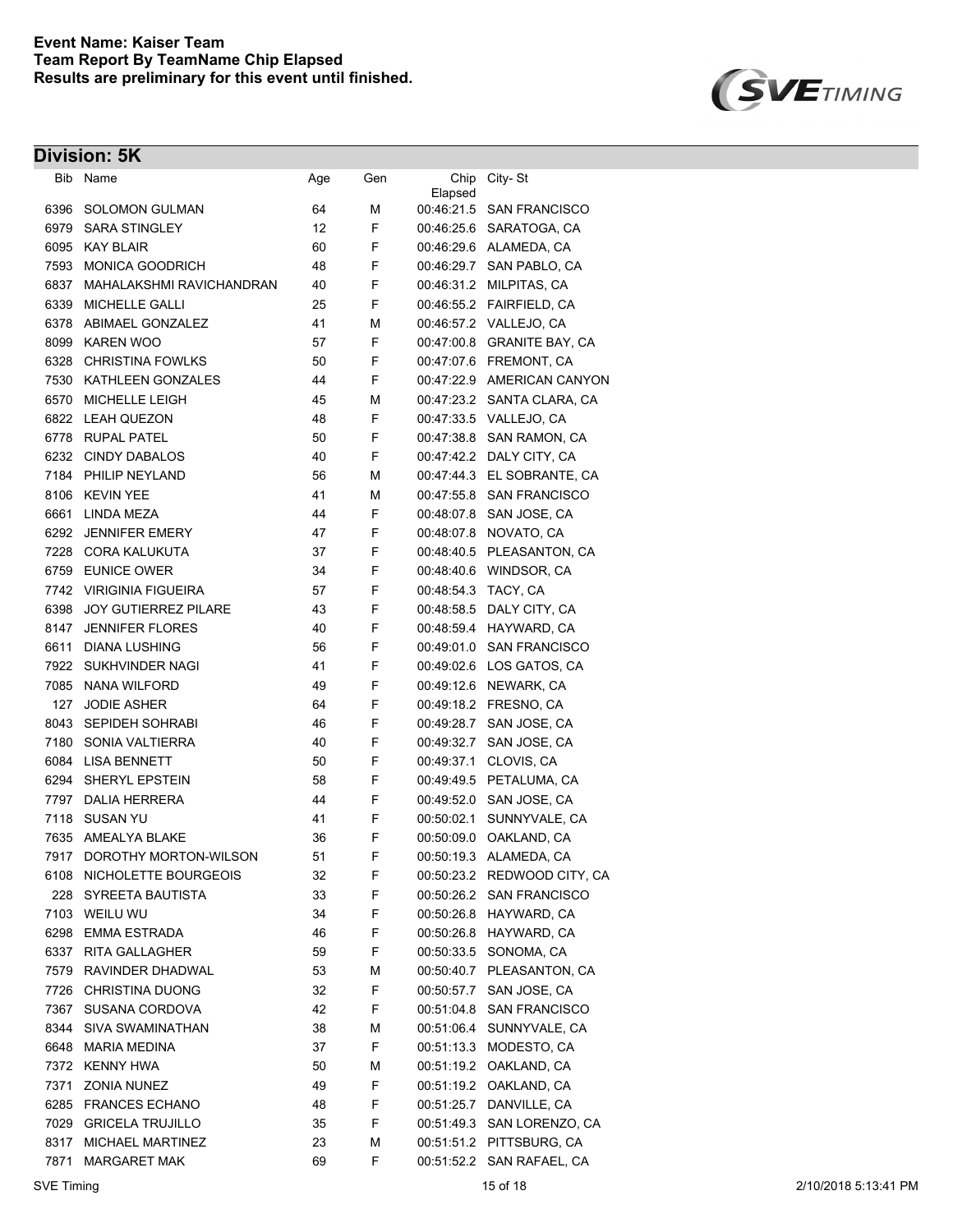**Event Name: Kaiser Team**
**Team Report By TeamName Chip Elapsed**
**Results are preliminary for this event until finished.**

## Division: 5K

| Bib | Name | Age | Gen | Chip Elapsed | City- St |
|---|---|---|---|---|---|
| 6396 | SOLOMON GULMAN | 64 | M | 00:46:21.5 | SAN FRANCISCO |
| 6979 | SARA STINGLEY | 12 | F | 00:46:25.6 | SARATOGA, CA |
| 6095 | KAY BLAIR | 60 | F | 00:46:29.6 | ALAMEDA, CA |
| 7593 | MONICA GOODRICH | 48 | F | 00:46:29.7 | SAN PABLO, CA |
| 6837 | MAHALAKSHMI RAVICHANDRAN | 40 | F | 00:46:31.2 | MILPITAS, CA |
| 6339 | MICHELLE GALLI | 25 | F | 00:46:55.2 | FAIRFIELD, CA |
| 6378 | ABIMAEL GONZALEZ | 41 | M | 00:46:57.2 | VALLEJO, CA |
| 8099 | KAREN WOO | 57 | F | 00:47:00.8 | GRANITE BAY, CA |
| 6328 | CHRISTINA FOWLKS | 50 | F | 00:47:07.6 | FREMONT, CA |
| 7530 | KATHLEEN GONZALES | 44 | F | 00:47:22.9 | AMERICAN CANYON |
| 6570 | MICHELLE LEIGH | 45 | M | 00:47:23.2 | SANTA CLARA, CA |
| 6822 | LEAH QUEZON | 48 | F | 00:47:33.5 | VALLEJO, CA |
| 6778 | RUPAL PATEL | 50 | F | 00:47:38.8 | SAN RAMON, CA |
| 6232 | CINDY DABALOS | 40 | F | 00:47:42.2 | DALY CITY, CA |
| 7184 | PHILIP NEYLAND | 56 | M | 00:47:44.3 | EL SOBRANTE, CA |
| 8106 | KEVIN YEE | 41 | M | 00:47:55.8 | SAN FRANCISCO |
| 6661 | LINDA MEZA | 44 | F | 00:48:07.8 | SAN JOSE, CA |
| 6292 | JENNIFER EMERY | 47 | F | 00:48:07.8 | NOVATO, CA |
| 7228 | CORA KALUKUTA | 37 | F | 00:48:40.5 | PLEASANTON, CA |
| 6759 | EUNICE OWER | 34 | F | 00:48:40.6 | WINDSOR, CA |
| 7742 | VIRIGINIA FIGUEIRA | 57 | F | 00:48:54.3 | TACY, CA |
| 6398 | JOY GUTIERREZ PILARE | 43 | F | 00:48:58.5 | DALY CITY, CA |
| 8147 | JENNIFER FLORES | 40 | F | 00:48:59.4 | HAYWARD, CA |
| 6611 | DIANA LUSHING | 56 | F | 00:49:01.0 | SAN FRANCISCO |
| 7922 | SUKHVINDER NAGI | 41 | F | 00:49:02.6 | LOS GATOS, CA |
| 7085 | NANA WILFORD | 49 | F | 00:49:12.6 | NEWARK, CA |
| 127 | JODIE ASHER | 64 | F | 00:49:18.2 | FRESNO, CA |
| 8043 | SEPIDEH SOHRABI | 46 | F | 00:49:28.7 | SAN JOSE, CA |
| 7180 | SONIA VALTIERRA | 40 | F | 00:49:32.7 | SAN JOSE, CA |
| 6084 | LISA BENNETT | 50 | F | 00:49:37.1 | CLOVIS, CA |
| 6294 | SHERYL EPSTEIN | 58 | F | 00:49:49.5 | PETALUMA, CA |
| 7797 | DALIA HERRERA | 44 | F | 00:49:52.0 | SAN JOSE, CA |
| 7118 | SUSAN YU | 41 | F | 00:50:02.1 | SUNNYVALE, CA |
| 7635 | AMEALYA BLAKE | 36 | F | 00:50:09.0 | OAKLAND, CA |
| 7917 | DOROTHY MORTON-WILSON | 51 | F | 00:50:19.3 | ALAMEDA, CA |
| 6108 | NICHOLETTE BOURGEOIS | 32 | F | 00:50:23.2 | REDWOOD CITY, CA |
| 228 | SYREETA BAUTISTA | 33 | F | 00:50:26.2 | SAN FRANCISCO |
| 7103 | WEILU WU | 34 | F | 00:50:26.8 | HAYWARD, CA |
| 6298 | EMMA ESTRADA | 46 | F | 00:50:26.8 | HAYWARD, CA |
| 6337 | RITA GALLAGHER | 59 | F | 00:50:33.5 | SONOMA, CA |
| 7579 | RAVINDER DHADWAL | 53 | M | 00:50:40.7 | PLEASANTON, CA |
| 7726 | CHRISTINA DUONG | 32 | F | 00:50:57.7 | SAN JOSE, CA |
| 7367 | SUSANA CORDOVA | 42 | F | 00:51:04.8 | SAN FRANCISCO |
| 8344 | SIVA SWAMINATHAN | 38 | M | 00:51:06.4 | SUNNYVALE, CA |
| 6648 | MARIA MEDINA | 37 | F | 00:51:13.3 | MODESTO, CA |
| 7372 | KENNY HWA | 50 | M | 00:51:19.2 | OAKLAND, CA |
| 7371 | ZONIA NUNEZ | 49 | F | 00:51:19.2 | OAKLAND, CA |
| 6285 | FRANCES ECHANO | 48 | F | 00:51:25.7 | DANVILLE, CA |
| 7029 | GRICELA TRUJILLO | 35 | F | 00:51:49.3 | SAN LORENZO, CA |
| 8317 | MICHAEL MARTINEZ | 23 | M | 00:51:51.2 | PITTSBURG, CA |
| 7871 | MARGARET MAK | 69 | F | 00:51:52.2 | SAN RAFAEL, CA |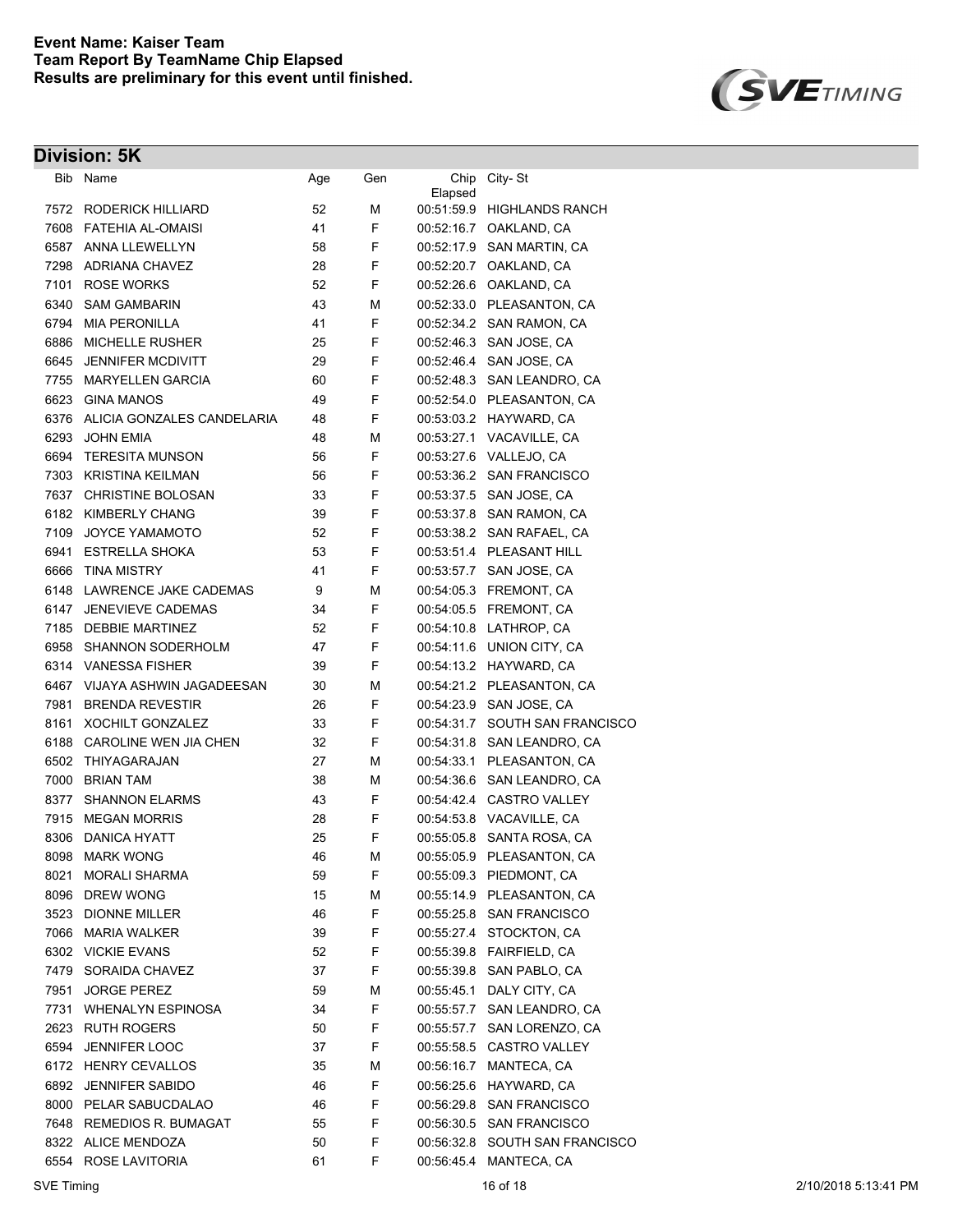**Event Name: Kaiser Team**
**Team Report By TeamName Chip Elapsed**
**Results are preliminary for this event until finished.**

## Division: 5K

| Bib | Name | Age | Gen | Chip Elapsed | City- St |
|---|---|---|---|---|---|
| 7572 | RODERICK HILLIARD | 52 | M | 00:51:59.9 | HIGHLANDS RANCH |
| 7608 | FATEHIA AL-OMAISI | 41 | F | 00:52:16.7 | OAKLAND, CA |
| 6587 | ANNA LLEWELLYN | 58 | F | 00:52:17.9 | SAN MARTIN, CA |
| 7298 | ADRIANA CHAVEZ | 28 | F | 00:52:20.7 | OAKLAND, CA |
| 7101 | ROSE WORKS | 52 | F | 00:52:26.6 | OAKLAND, CA |
| 6340 | SAM GAMBARIN | 43 | M | 00:52:33.0 | PLEASANTON, CA |
| 6794 | MIA PERONILLA | 41 | F | 00:52:34.2 | SAN RAMON, CA |
| 6886 | MICHELLE RUSHER | 25 | F | 00:52:46.3 | SAN JOSE, CA |
| 6645 | JENNIFER MCDIVITT | 29 | F | 00:52:46.4 | SAN JOSE, CA |
| 7755 | MARYELLEN GARCIA | 60 | F | 00:52:48.3 | SAN LEANDRO, CA |
| 6623 | GINA MANOS | 49 | F | 00:52:54.0 | PLEASANTON, CA |
| 6376 | ALICIA GONZALES CANDELARIA | 48 | F | 00:53:03.2 | HAYWARD, CA |
| 6293 | JOHN EMIA | 48 | M | 00:53:27.1 | VACAVILLE, CA |
| 6694 | TERESITA MUNSON | 56 | F | 00:53:27.6 | VALLEJO, CA |
| 7303 | KRISTINA KEILMAN | 56 | F | 00:53:36.2 | SAN FRANCISCO |
| 7637 | CHRISTINE BOLOSAN | 33 | F | 00:53:37.5 | SAN JOSE, CA |
| 6182 | KIMBERLY CHANG | 39 | F | 00:53:37.8 | SAN RAMON, CA |
| 7109 | JOYCE YAMAMOTO | 52 | F | 00:53:38.2 | SAN RAFAEL, CA |
| 6941 | ESTRELLA SHOKA | 53 | F | 00:53:51.4 | PLEASANT HILL |
| 6666 | TINA MISTRY | 41 | F | 00:53:57.7 | SAN JOSE, CA |
| 6148 | LAWRENCE JAKE CADEMAS | 9 | M | 00:54:05.3 | FREMONT, CA |
| 6147 | JENEVIEVE CADEMAS | 34 | F | 00:54:05.5 | FREMONT, CA |
| 7185 | DEBBIE MARTINEZ | 52 | F | 00:54:10.8 | LATHROP, CA |
| 6958 | SHANNON SODERHOLM | 47 | F | 00:54:11.6 | UNION CITY, CA |
| 6314 | VANESSA FISHER | 39 | F | 00:54:13.2 | HAYWARD, CA |
| 6467 | VIJAYA ASHWIN JAGADEESAN | 30 | M | 00:54:21.2 | PLEASANTON, CA |
| 7981 | BRENDA REVESTIR | 26 | F | 00:54:23.9 | SAN JOSE, CA |
| 8161 | XOCHILT GONZALEZ | 33 | F | 00:54:31.7 | SOUTH SAN FRANCISCO |
| 6188 | CAROLINE WEN JIA CHEN | 32 | F | 00:54:31.8 | SAN LEANDRO, CA |
| 6502 | THIYAGARAJAN | 27 | M | 00:54:33.1 | PLEASANTON, CA |
| 7000 | BRIAN TAM | 38 | M | 00:54:36.6 | SAN LEANDRO, CA |
| 8377 | SHANNON ELARMS | 43 | F | 00:54:42.4 | CASTRO VALLEY |
| 7915 | MEGAN MORRIS | 28 | F | 00:54:53.8 | VACAVILLE, CA |
| 8306 | DANICA HYATT | 25 | F | 00:55:05.8 | SANTA ROSA, CA |
| 8098 | MARK WONG | 46 | M | 00:55:05.9 | PLEASANTON, CA |
| 8021 | MORALI SHARMA | 59 | F | 00:55:09.3 | PIEDMONT, CA |
| 8096 | DREW WONG | 15 | M | 00:55:14.9 | PLEASANTON, CA |
| 3523 | DIONNE MILLER | 46 | F | 00:55:25.8 | SAN FRANCISCO |
| 7066 | MARIA WALKER | 39 | F | 00:55:27.4 | STOCKTON, CA |
| 6302 | VICKIE EVANS | 52 | F | 00:55:39.8 | FAIRFIELD, CA |
| 7479 | SORAIDA CHAVEZ | 37 | F | 00:55:39.8 | SAN PABLO, CA |
| 7951 | JORGE PEREZ | 59 | M | 00:55:45.1 | DALY CITY, CA |
| 7731 | WHENALYN ESPINOSA | 34 | F | 00:55:57.7 | SAN LEANDRO, CA |
| 2623 | RUTH ROGERS | 50 | F | 00:55:57.7 | SAN LORENZO, CA |
| 6594 | JENNIFER LOOC | 37 | F | 00:55:58.5 | CASTRO VALLEY |
| 6172 | HENRY CEVALLOS | 35 | M | 00:56:16.7 | MANTECA, CA |
| 6892 | JENNIFER SABIDO | 46 | F | 00:56:25.6 | HAYWARD, CA |
| 8000 | PELAR SABUCDALAO | 46 | F | 00:56:29.8 | SAN FRANCISCO |
| 7648 | REMEDIOS R. BUMAGAT | 55 | F | 00:56:30.5 | SAN FRANCISCO |
| 8322 | ALICE MENDOZA | 50 | F | 00:56:32.8 | SOUTH SAN FRANCISCO |
| 6554 | ROSE LAVITORIA | 61 | F | 00:56:45.4 | MANTECA, CA |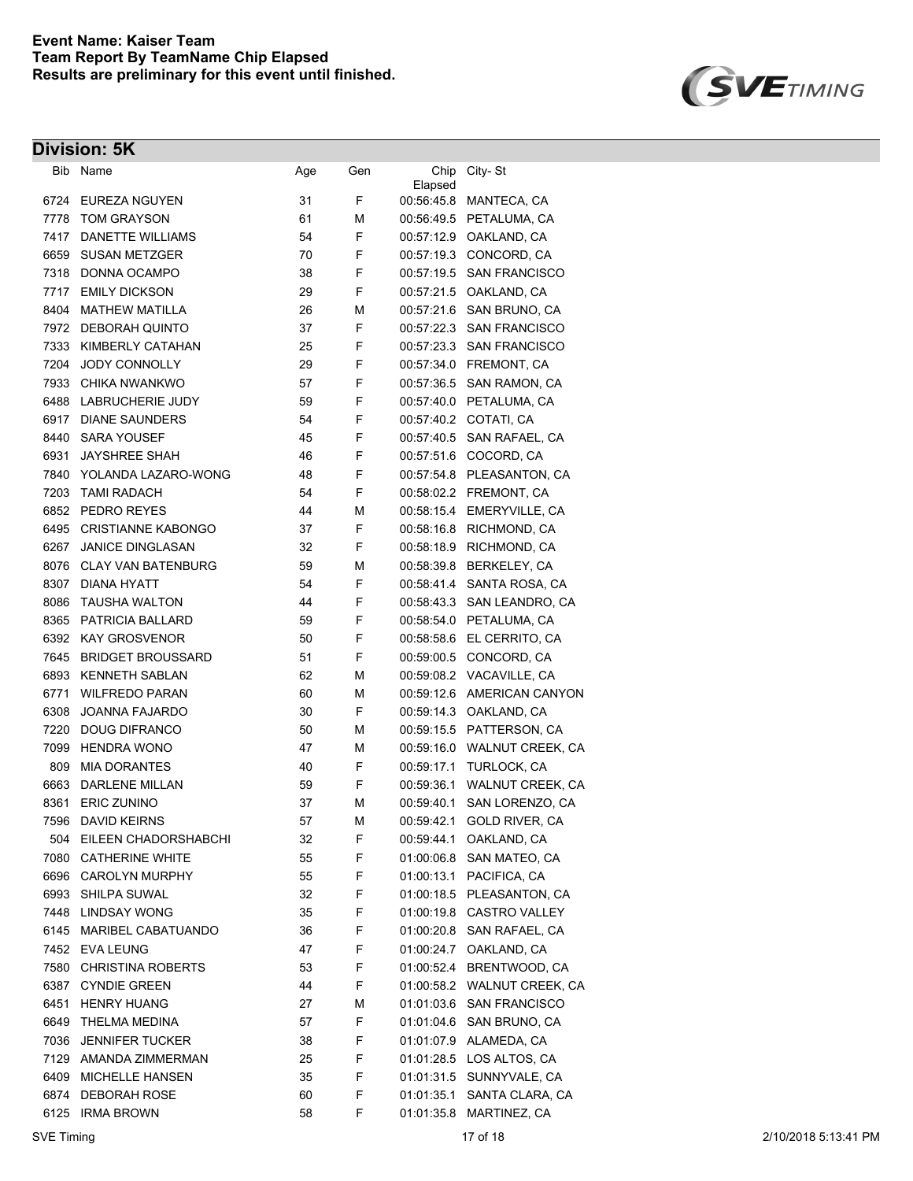**Event Name: Kaiser Team**
**Team Report By TeamName Chip Elapsed**
**Results are preliminary for this event until finished.**

## Division: 5K

| Bib | Name | Age | Gen | Chip Elapsed | City- St |
|---|---|---|---|---|---|
| 6724 | EUREZA NGUYEN | 31 | F | 00:56:45.8 | MANTECA, CA |
| 7778 | TOM GRAYSON | 61 | M | 00:56:49.5 | PETALUMA, CA |
| 7417 | DANETTE WILLIAMS | 54 | F | 00:57:12.9 | OAKLAND, CA |
| 6659 | SUSAN METZGER | 70 | F | 00:57:19.3 | CONCORD, CA |
| 7318 | DONNA OCAMPO | 38 | F | 00:57:19.5 | SAN FRANCISCO |
| 7717 | EMILY DICKSON | 29 | F | 00:57:21.5 | OAKLAND, CA |
| 8404 | MATHEW MATILLA | 26 | M | 00:57:21.6 | SAN BRUNO, CA |
| 7972 | DEBORAH QUINTO | 37 | F | 00:57:22.3 | SAN FRANCISCO |
| 7333 | KIMBERLY CATAHAN | 25 | F | 00:57:23.3 | SAN FRANCISCO |
| 7204 | JODY CONNOLLY | 29 | F | 00:57:34.0 | FREMONT, CA |
| 7933 | CHIKA NWANKWO | 57 | F | 00:57:36.5 | SAN RAMON, CA |
| 6488 | LABRUCHERIE JUDY | 59 | F | 00:57:40.0 | PETALUMA, CA |
| 6917 | DIANE SAUNDERS | 54 | F | 00:57:40.2 | COTATI, CA |
| 8440 | SARA YOUSEF | 45 | F | 00:57:40.5 | SAN RAFAEL, CA |
| 6931 | JAYSHREE SHAH | 46 | F | 00:57:51.6 | COCORD, CA |
| 7840 | YOLANDA LAZARO-WONG | 48 | F | 00:57:54.8 | PLEASANTON, CA |
| 7203 | TAMI RADACH | 54 | F | 00:58:02.2 | FREMONT, CA |
| 6852 | PEDRO REYES | 44 | M | 00:58:15.4 | EMERYVILLE, CA |
| 6495 | CRISTIANNE KABONGO | 37 | F | 00:58:16.8 | RICHMOND, CA |
| 6267 | JANICE DINGLASAN | 32 | F | 00:58:18.9 | RICHMOND, CA |
| 8076 | CLAY VAN BATENBURG | 59 | M | 00:58:39.8 | BERKELEY, CA |
| 8307 | DIANA HYATT | 54 | F | 00:58:41.4 | SANTA ROSA, CA |
| 8086 | TAUSHA WALTON | 44 | F | 00:58:43.3 | SAN LEANDRO, CA |
| 8365 | PATRICIA BALLARD | 59 | F | 00:58:54.0 | PETALUMA, CA |
| 6392 | KAY GROSVENOR | 50 | F | 00:58:58.6 | EL CERRITO, CA |
| 7645 | BRIDGET BROUSSARD | 51 | F | 00:59:00.5 | CONCORD, CA |
| 6893 | KENNETH SABLAN | 62 | M | 00:59:08.2 | VACAVILLE, CA |
| 6771 | WILFREDO PARAN | 60 | M | 00:59:12.6 | AMERICAN CANYON |
| 6308 | JOANNA FAJARDO | 30 | F | 00:59:14.3 | OAKLAND, CA |
| 7220 | DOUG DIFRANCO | 50 | M | 00:59:15.5 | PATTERSON, CA |
| 7099 | HENDRA WONO | 47 | M | 00:59:16.0 | WALNUT CREEK, CA |
| 809 | MIA DORANTES | 40 | F | 00:59:17.1 | TURLOCK, CA |
| 6663 | DARLENE MILLAN | 59 | F | 00:59:36.1 | WALNUT CREEK, CA |
| 8361 | ERIC ZUNINO | 37 | M | 00:59:40.1 | SAN LORENZO, CA |
| 7596 | DAVID KEIRNS | 57 | M | 00:59:42.1 | GOLD RIVER, CA |
| 504 | EILEEN CHADORSHABCHI | 32 | F | 00:59:44.1 | OAKLAND, CA |
| 7080 | CATHERINE WHITE | 55 | F | 01:00:06.8 | SAN MATEO, CA |
| 6696 | CAROLYN MURPHY | 55 | F | 01:00:13.1 | PACIFICA, CA |
| 6993 | SHILPA SUWAL | 32 | F | 01:00:18.5 | PLEASANTON, CA |
| 7448 | LINDSAY WONG | 35 | F | 01:00:19.8 | CASTRO VALLEY |
| 6145 | MARIBEL CABATUANDO | 36 | F | 01:00:20.8 | SAN RAFAEL, CA |
| 7452 | EVA LEUNG | 47 | F | 01:00:24.7 | OAKLAND, CA |
| 7580 | CHRISTINA ROBERTS | 53 | F | 01:00:52.4 | BRENTWOOD, CA |
| 6387 | CYNDIE GREEN | 44 | F | 01:00:58.2 | WALNUT CREEK, CA |
| 6451 | HENRY HUANG | 27 | M | 01:01:03.6 | SAN FRANCISCO |
| 6649 | THELMA MEDINA | 57 | F | 01:01:04.6 | SAN BRUNO, CA |
| 7036 | JENNIFER TUCKER | 38 | F | 01:01:07.9 | ALAMEDA, CA |
| 7129 | AMANDA ZIMMERMAN | 25 | F | 01:01:28.5 | LOS ALTOS, CA |
| 6409 | MICHELLE HANSEN | 35 | F | 01:01:31.5 | SUNNYVALE, CA |
| 6874 | DEBORAH ROSE | 60 | F | 01:01:35.1 | SANTA CLARA, CA |
| 6125 | IRMA BROWN | 58 | F | 01:01:35.8 | MARTINEZ, CA |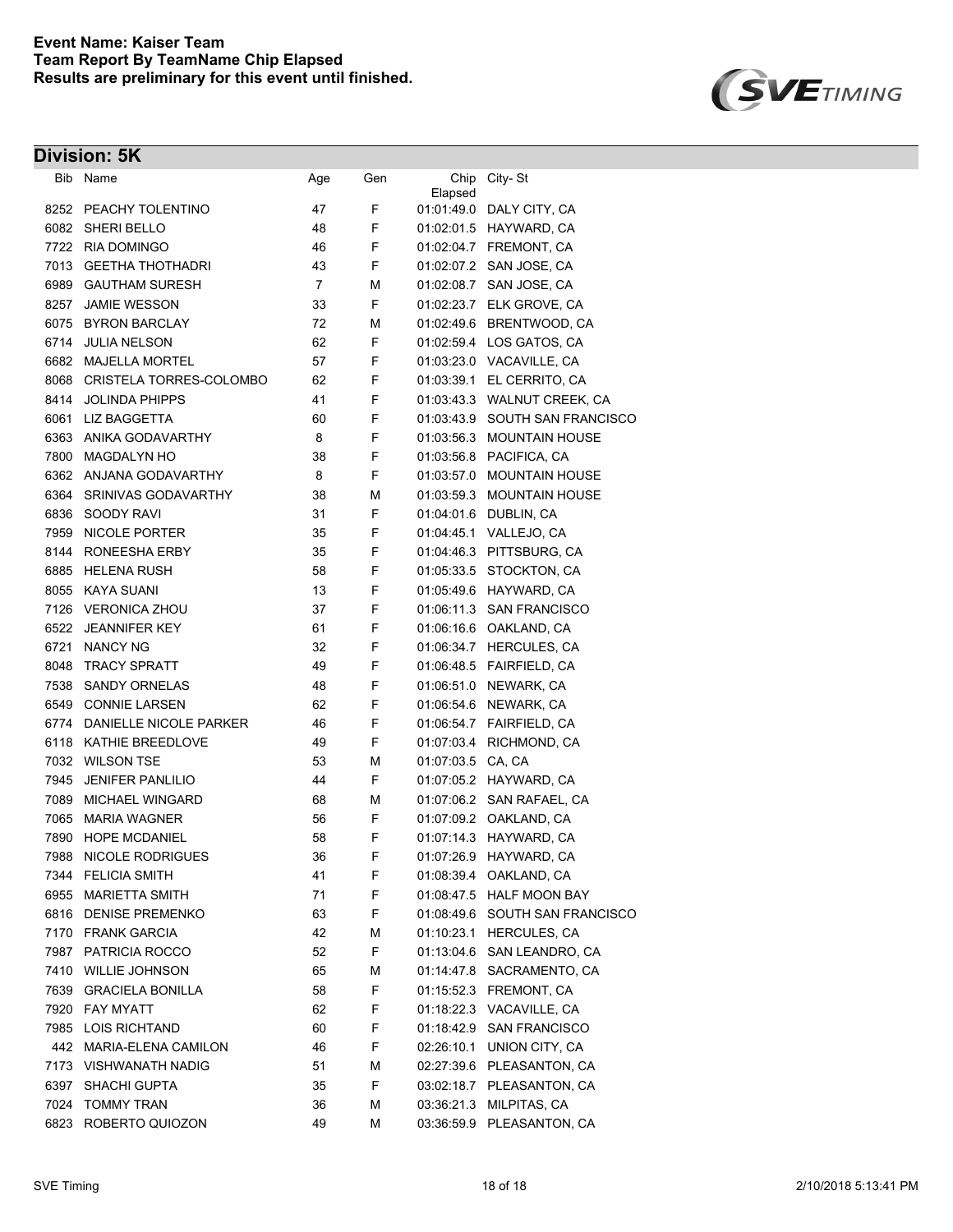**Event Name: Kaiser Team**
**Team Report By TeamName Chip Elapsed**
**Results are preliminary for this event until finished.**

## Division: 5K

| Bib | Name | Age | Gen | Chip Elapsed | City- St |
|---|---|---|---|---|---|
| 8252 | PEACHY TOLENTINO | 47 | F | 01:01:49.0 | DALY CITY, CA |
| 6082 | SHERI BELLO | 48 | F | 01:02:01.5 | HAYWARD, CA |
| 7722 | RIA DOMINGO | 46 | F | 01:02:04.7 | FREMONT, CA |
| 7013 | GEETHA THOTHADRI | 43 | F | 01:02:07.2 | SAN JOSE, CA |
| 6989 | GAUTHAM SURESH | 7 | M | 01:02:08.7 | SAN JOSE, CA |
| 8257 | JAMIE WESSON | 33 | F | 01:02:23.7 | ELK GROVE, CA |
| 6075 | BYRON BARCLAY | 72 | M | 01:02:49.6 | BRENTWOOD, CA |
| 6714 | JULIA NELSON | 62 | F | 01:02:59.4 | LOS GATOS, CA |
| 6682 | MAJELLA MORTEL | 57 | F | 01:03:23.0 | VACAVILLE, CA |
| 8068 | CRISTELA TORRES-COLOMBO | 62 | F | 01:03:39.1 | EL CERRITO, CA |
| 8414 | JOLINDA PHIPPS | 41 | F | 01:03:43.3 | WALNUT CREEK, CA |
| 6061 | LIZ BAGGETTA | 60 | F | 01:03:43.9 | SOUTH SAN FRANCISCO |
| 6363 | ANIKA GODAVARTHY | 8 | F | 01:03:56.3 | MOUNTAIN HOUSE |
| 7800 | MAGDALYN HO | 38 | F | 01:03:56.8 | PACIFICA, CA |
| 6362 | ANJANA GODAVARTHY | 8 | F | 01:03:57.0 | MOUNTAIN HOUSE |
| 6364 | SRINIVAS GODAVARTHY | 38 | M | 01:03:59.3 | MOUNTAIN HOUSE |
| 6836 | SOODY RAVI | 31 | F | 01:04:01.6 | DUBLIN, CA |
| 7959 | NICOLE PORTER | 35 | F | 01:04:45.1 | VALLEJO, CA |
| 8144 | RONEESHA ERBY | 35 | F | 01:04:46.3 | PITTSBURG, CA |
| 6885 | HELENA RUSH | 58 | F | 01:05:33.5 | STOCKTON, CA |
| 8055 | KAYA SUANI | 13 | F | 01:05:49.6 | HAYWARD, CA |
| 7126 | VERONICA ZHOU | 37 | F | 01:06:11.3 | SAN FRANCISCO |
| 6522 | JEANNIFER KEY | 61 | F | 01:06:16.6 | OAKLAND, CA |
| 6721 | NANCY NG | 32 | F | 01:06:34.7 | HERCULES, CA |
| 8048 | TRACY SPRATT | 49 | F | 01:06:48.5 | FAIRFIELD, CA |
| 7538 | SANDY ORNELAS | 48 | F | 01:06:51.0 | NEWARK, CA |
| 6549 | CONNIE LARSEN | 62 | F | 01:06:54.6 | NEWARK, CA |
| 6774 | DANIELLE NICOLE PARKER | 46 | F | 01:06:54.7 | FAIRFIELD, CA |
| 6118 | KATHIE BREEDLOVE | 49 | F | 01:07:03.4 | RICHMOND, CA |
| 7032 | WILSON TSE | 53 | M | 01:07:03.5 | CA, CA |
| 7945 | JENIFER PANLILIO | 44 | F | 01:07:05.2 | HAYWARD, CA |
| 7089 | MICHAEL WINGARD | 68 | M | 01:07:06.2 | SAN RAFAEL, CA |
| 7065 | MARIA WAGNER | 56 | F | 01:07:09.2 | OAKLAND, CA |
| 7890 | HOPE MCDANIEL | 58 | F | 01:07:14.3 | HAYWARD, CA |
| 7988 | NICOLE RODRIGUES | 36 | F | 01:07:26.9 | HAYWARD, CA |
| 7344 | FELICIA SMITH | 41 | F | 01:08:39.4 | OAKLAND, CA |
| 6955 | MARIETTA SMITH | 71 | F | 01:08:47.5 | HALF MOON BAY |
| 6816 | DENISE PREMENKO | 63 | F | 01:08:49.6 | SOUTH SAN FRANCISCO |
| 7170 | FRANK GARCIA | 42 | M | 01:10:23.1 | HERCULES, CA |
| 7987 | PATRICIA ROCCO | 52 | F | 01:13:04.6 | SAN LEANDRO, CA |
| 7410 | WILLIE JOHNSON | 65 | M | 01:14:47.8 | SACRAMENTO, CA |
| 7639 | GRACIELA BONILLA | 58 | F | 01:15:52.3 | FREMONT, CA |
| 7920 | FAY MYATT | 62 | F | 01:18:22.3 | VACAVILLE, CA |
| 7985 | LOIS RICHTAND | 60 | F | 01:18:42.9 | SAN FRANCISCO |
| 442 | MARIA-ELENA CAMILON | 46 | F | 02:26:10.1 | UNION CITY, CA |
| 7173 | VISHWANATH NADIG | 51 | M | 02:27:39.6 | PLEASANTON, CA |
| 6397 | SHACHI GUPTA | 35 | F | 03:02:18.7 | PLEASANTON, CA |
| 7024 | TOMMY TRAN | 36 | M | 03:36:21.3 | MILPITAS, CA |
| 6823 | ROBERTO QUIOZON | 49 | M | 03:36:59.9 | PLEASANTON, CA |